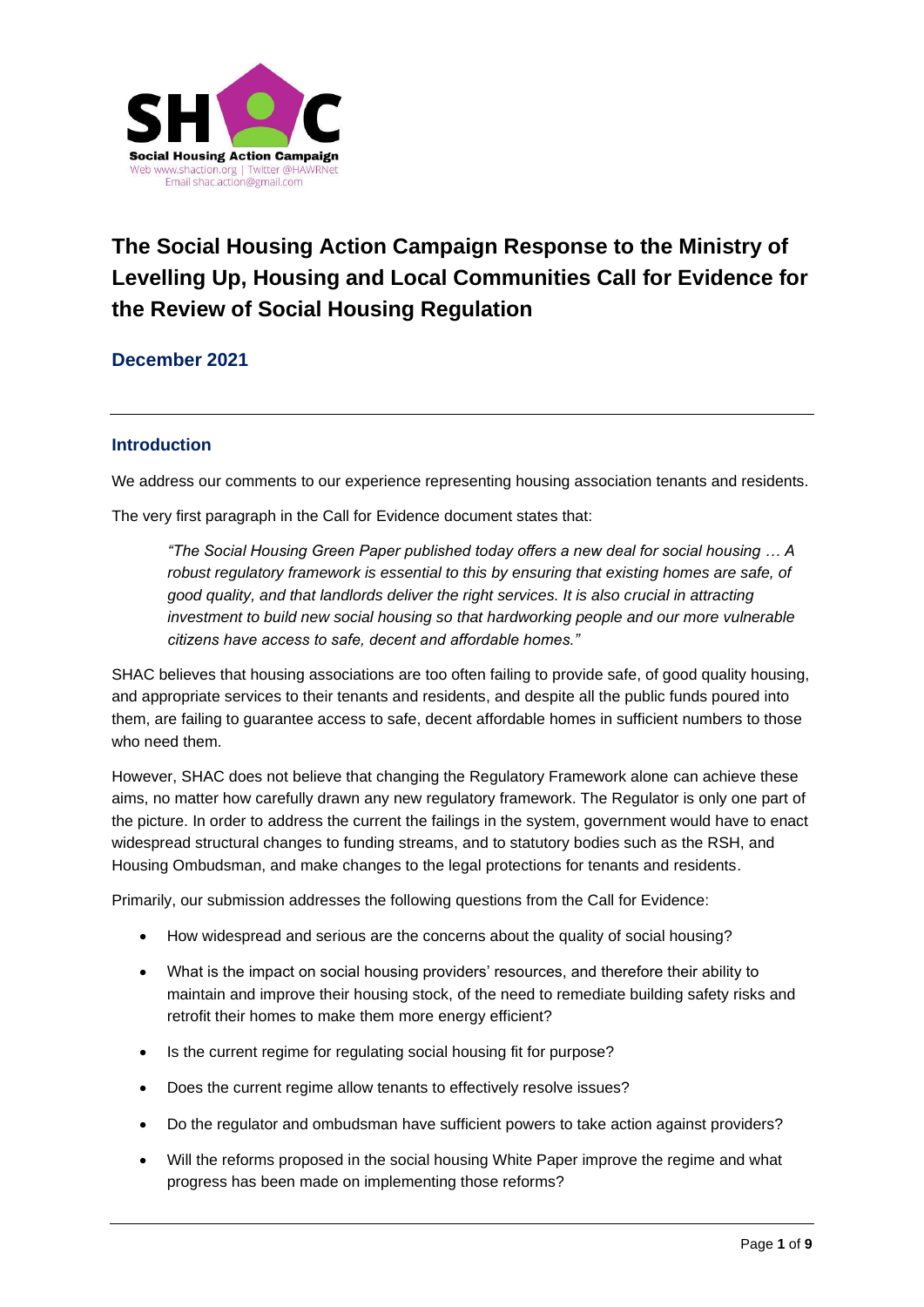Social Housing Action Campaign
Web www.shaction.org | Twitter @HAWRNet
Email shac.action@gmail.com

# The Social Housing Action Campaign Response to the Ministry of Levelling Up, Housing and Local Communities Call for Evidence for the Review of Social Housing Regulation

## December 2021

### Introduction

We address our comments to our experience representing housing association tenants and residents.

The very first paragraph in the Call for Evidence document states that:

> *"The Social Housing Green Paper published today offers a new deal for social housing … A robust regulatory framework is essential to this by ensuring that existing homes are safe, of good quality, and that landlords deliver the right services. It is also crucial in attracting investment to build new social housing so that hardworking people and our more vulnerable citizens have access to safe, decent and affordable homes."*

SHAC believes that housing associations are too often failing to provide safe, of good quality housing, and appropriate services to their tenants and residents, and despite all the public funds poured into them, are failing to guarantee access to safe, decent affordable homes in sufficient numbers to those who need them.

However, SHAC does not believe that changing the Regulatory Framework alone can achieve these aims, no matter how carefully drawn any new regulatory framework. The Regulator is only one part of the picture. In order to address the current the failings in the system, government would have to enact widespread structural changes to funding streams, and to statutory bodies such as the RSH, and Housing Ombudsman, and make changes to the legal protections for tenants and residents.

Primarily, our submission addresses the following questions from the Call for Evidence:

- How widespread and serious are the concerns about the quality of social housing?
- What is the impact on social housing providers' resources, and therefore their ability to maintain and improve their housing stock, of the need to remediate building safety risks and retrofit their homes to make them more energy efficient?
- Is the current regime for regulating social housing fit for purpose?
- Does the current regime allow tenants to effectively resolve issues?
- Do the regulator and ombudsman have sufficient powers to take action against providers?
- Will the reforms proposed in the social housing White Paper improve the regime and what progress has been made on implementing those reforms?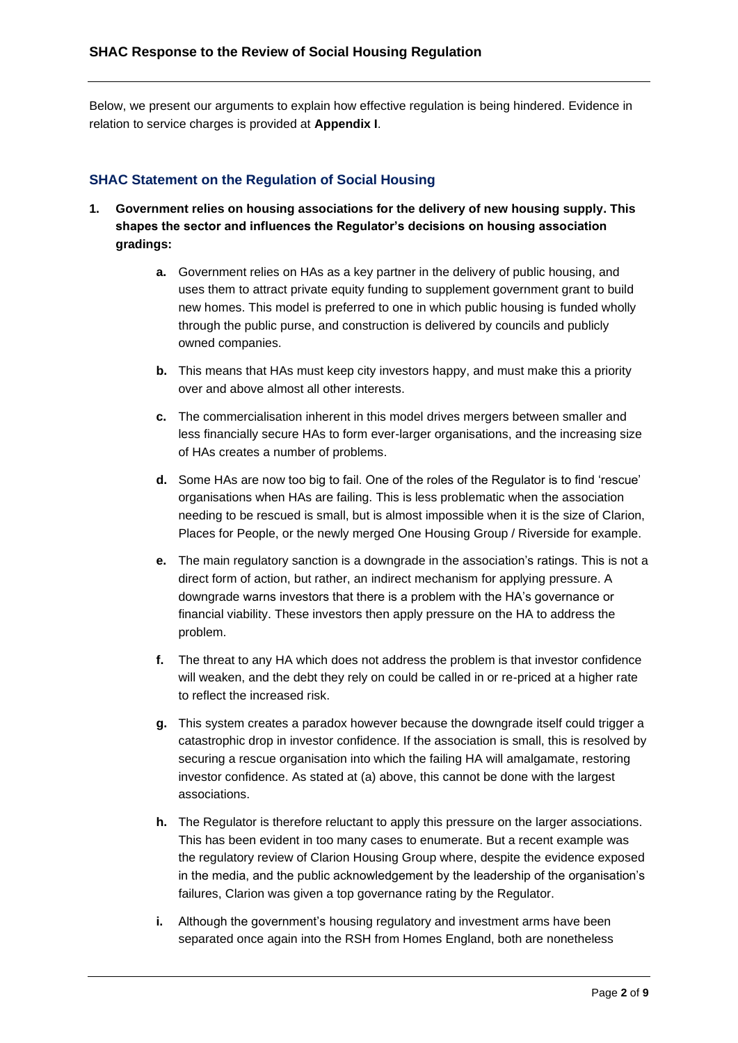Below, we present our arguments to explain how effective regulation is being hindered. Evidence in relation to service charges is provided at **Appendix I**.

## SHAC Statement on the Regulation of Social Housing

1. **Government relies on housing associations for the delivery of new housing supply. This shapes the sector and influences the Regulator's decisions on housing association gradings:**

    a. Government relies on HAs as a key partner in the delivery of public housing, and uses them to attract private equity funding to supplement government grant to build new homes. This model is preferred to one in which public housing is funded wholly through the public purse, and construction is delivered by councils and publicly owned companies.

    b. This means that HAs must keep city investors happy, and must make this a priority over and above almost all other interests.

    c. The commercialisation inherent in this model drives mergers between smaller and less financially secure HAs to form ever-larger organisations, and the increasing size of HAs creates a number of problems.

    d. Some HAs are now too big to fail. One of the roles of the Regulator is to find 'rescue' organisations when HAs are failing. This is less problematic when the association needing to be rescued is small, but is almost impossible when it is the size of Clarion, Places for People, or the newly merged One Housing Group / Riverside for example.

    e. The main regulatory sanction is a downgrade in the association's ratings. This is not a direct form of action, but rather, an indirect mechanism for applying pressure. A downgrade warns investors that there is a problem with the HA's governance or financial viability. These investors then apply pressure on the HA to address the problem.

    f. The threat to any HA which does not address the problem is that investor confidence will weaken, and the debt they rely on could be called in or re-priced at a higher rate to reflect the increased risk.

    g. This system creates a paradox however because the downgrade itself could trigger a catastrophic drop in investor confidence. If the association is small, this is resolved by securing a rescue organisation into which the failing HA will amalgamate, restoring investor confidence. As stated at (a) above, this cannot be done with the largest associations.

    h. The Regulator is therefore reluctant to apply this pressure on the larger associations. This has been evident in too many cases to enumerate. But a recent example was the regulatory review of Clarion Housing Group where, despite the evidence exposed in the media, and the public acknowledgement by the leadership of the organisation's failures, Clarion was given a top governance rating by the Regulator.

    i. Although the government's housing regulatory and investment arms have been separated once again into the RSH from Homes England, both are nonetheless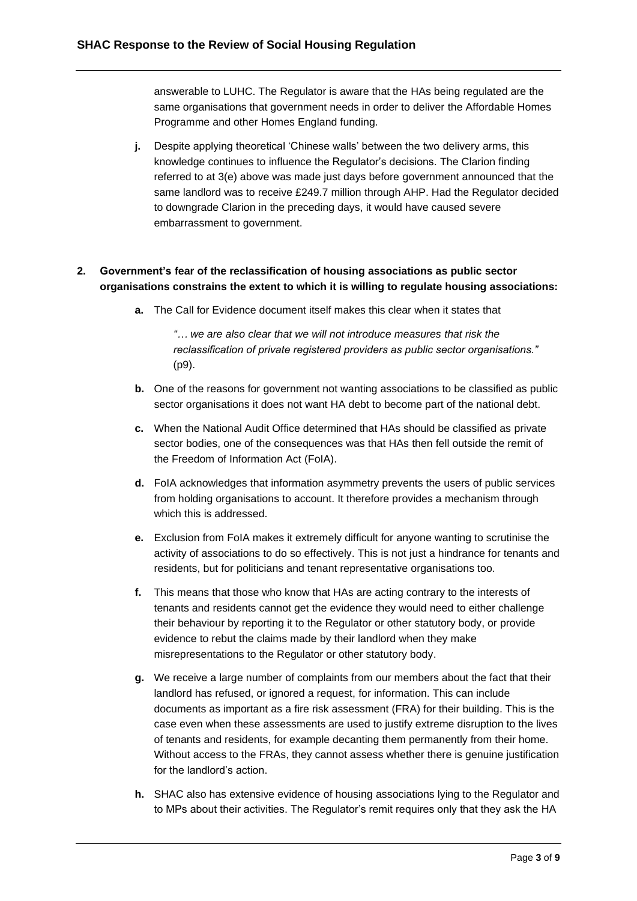answerable to LUHC. The Regulator is aware that the HAs being regulated are the same organisations that government needs in order to deliver the Affordable Homes Programme and other Homes England funding.

**j.** Despite applying theoretical 'Chinese walls' between the two delivery arms, this knowledge continues to influence the Regulator's decisions. The Clarion finding referred to at 3(e) above was made just days before government announced that the same landlord was to receive £249.7 million through AHP. Had the Regulator decided to downgrade Clarion in the preceding days, it would have caused severe embarrassment to government.

**2. Government's fear of the reclassification of housing associations as public sector organisations constrains the extent to which it is willing to regulate housing associations:**

**a.** The Call for Evidence document itself makes this clear when it states that

> *"… we are also clear that we will not introduce measures that risk the reclassification of private registered providers as public sector organisations."* (p9).

**b.** One of the reasons for government not wanting associations to be classified as public sector organisations it does not want HA debt to become part of the national debt.

**c.** When the National Audit Office determined that HAs should be classified as private sector bodies, one of the consequences was that HAs then fell outside the remit of the Freedom of Information Act (FoIA).

**d.** FoIA acknowledges that information asymmetry prevents the users of public services from holding organisations to account. It therefore provides a mechanism through which this is addressed.

**e.** Exclusion from FoIA makes it extremely difficult for anyone wanting to scrutinise the activity of associations to do so effectively. This is not just a hindrance for tenants and residents, but for politicians and tenant representative organisations too.

**f.** This means that those who know that HAs are acting contrary to the interests of tenants and residents cannot get the evidence they would need to either challenge their behaviour by reporting it to the Regulator or other statutory body, or provide evidence to rebut the claims made by their landlord when they make misrepresentations to the Regulator or other statutory body.

**g.** We receive a large number of complaints from our members about the fact that their landlord has refused, or ignored a request, for information. This can include documents as important as a fire risk assessment (FRA) for their building. This is the case even when these assessments are used to justify extreme disruption to the lives of tenants and residents, for example decanting them permanently from their home. Without access to the FRAs, they cannot assess whether there is genuine justification for the landlord's action.

**h.** SHAC also has extensive evidence of housing associations lying to the Regulator and to MPs about their activities. The Regulator's remit requires only that they ask the HA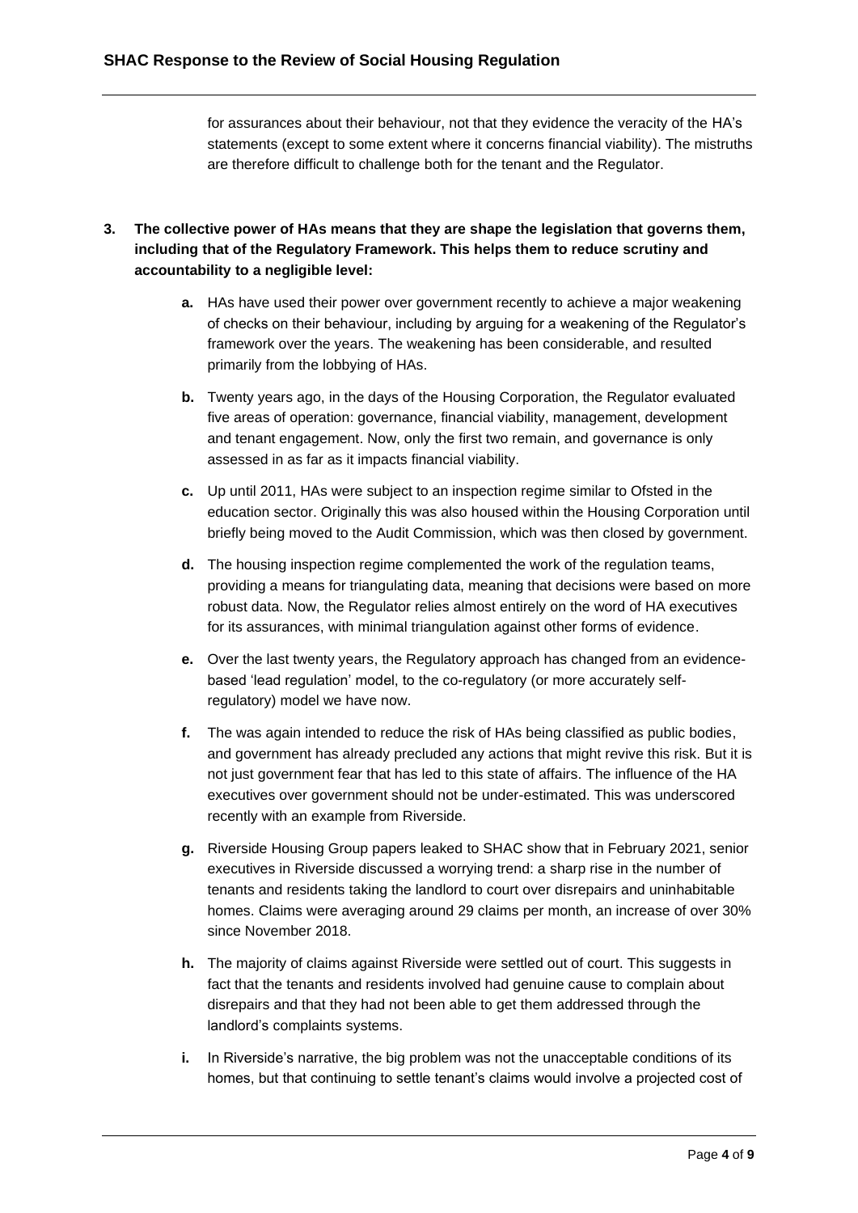for assurances about their behaviour, not that they evidence the veracity of the HA's statements (except to some extent where it concerns financial viability). The mistruths are therefore difficult to challenge both for the tenant and the Regulator.

3. **The collective power of HAs means that they are shape the legislation that governs them, including that of the Regulatory Framework. This helps them to reduce scrutiny and accountability to a negligible level:**

   a. HAs have used their power over government recently to achieve a major weakening of checks on their behaviour, including by arguing for a weakening of the Regulator's framework over the years. The weakening has been considerable, and resulted primarily from the lobbying of HAs.

   b. Twenty years ago, in the days of the Housing Corporation, the Regulator evaluated five areas of operation: governance, financial viability, management, development and tenant engagement. Now, only the first two remain, and governance is only assessed in as far as it impacts financial viability.

   c. Up until 2011, HAs were subject to an inspection regime similar to Ofsted in the education sector. Originally this was also housed within the Housing Corporation until briefly being moved to the Audit Commission, which was then closed by government.

   d. The housing inspection regime complemented the work of the regulation teams, providing a means for triangulating data, meaning that decisions were based on more robust data. Now, the Regulator relies almost entirely on the word of HA executives for its assurances, with minimal triangulation against other forms of evidence.

   e. Over the last twenty years, the Regulatory approach has changed from an evidence-based 'lead regulation' model, to the co-regulatory (or more accurately self-regulatory) model we have now.

   f. The was again intended to reduce the risk of HAs being classified as public bodies, and government has already precluded any actions that might revive this risk. But it is not just government fear that has led to this state of affairs. The influence of the HA executives over government should not be under-estimated. This was underscored recently with an example from Riverside.

   g. Riverside Housing Group papers leaked to SHAC show that in February 2021, senior executives in Riverside discussed a worrying trend: a sharp rise in the number of tenants and residents taking the landlord to court over disrepairs and uninhabitable homes. Claims were averaging around 29 claims per month, an increase of over 30% since November 2018.

   h. The majority of claims against Riverside were settled out of court. This suggests in fact that the tenants and residents involved had genuine cause to complain about disrepairs and that they had not been able to get them addressed through the landlord's complaints systems.

   i. In Riverside's narrative, the big problem was not the unacceptable conditions of its homes, but that continuing to settle tenant's claims would involve a projected cost of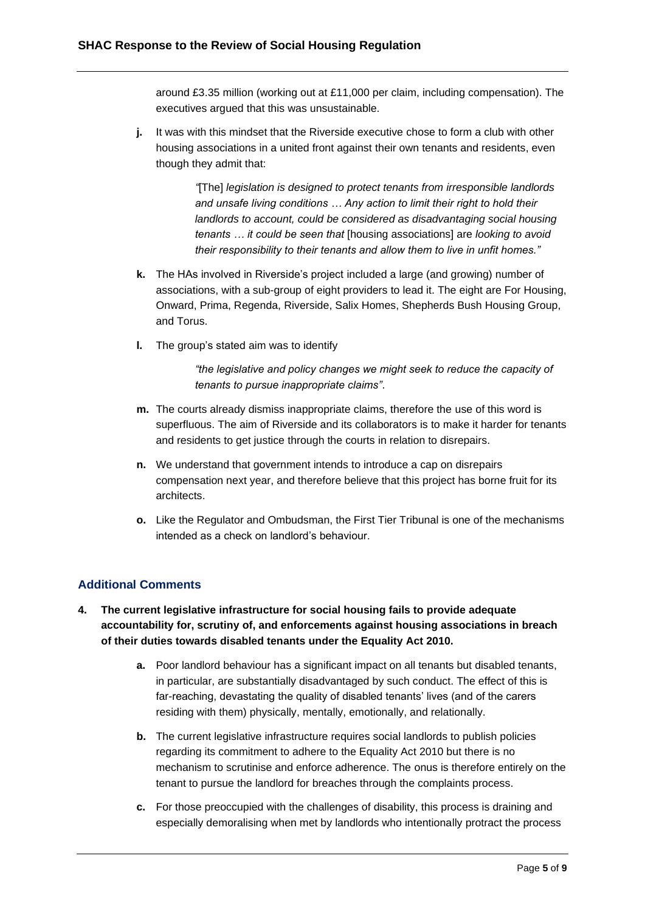around £3.35 million (working out at £11,000 per claim, including compensation). The executives argued that this was unsustainable.

**j.** It was with this mindset that the Riverside executive chose to form a club with other housing associations in a united front against their own tenants and residents, even though they admit that:

> *"*[The] *legislation is designed to protect tenants from irresponsible landlords and unsafe living conditions … Any action to limit their right to hold their landlords to account, could be considered as disadvantaging social housing tenants … it could be seen that* [housing associations] are *looking to avoid their responsibility to their tenants and allow them to live in unfit homes."*

**k.** The HAs involved in Riverside's project included a large (and growing) number of associations, with a sub-group of eight providers to lead it. The eight are For Housing, Onward, Prima, Regenda, Riverside, Salix Homes, Shepherds Bush Housing Group, and Torus.

**l.** The group's stated aim was to identify

> *"the legislative and policy changes we might seek to reduce the capacity of tenants to pursue inappropriate claims"*.

**m.** The courts already dismiss inappropriate claims, therefore the use of this word is superfluous. The aim of Riverside and its collaborators is to make it harder for tenants and residents to get justice through the courts in relation to disrepairs.

**n.** We understand that government intends to introduce a cap on disrepairs compensation next year, and therefore believe that this project has borne fruit for its architects.

**o.** Like the Regulator and Ombudsman, the First Tier Tribunal is one of the mechanisms intended as a check on landlord's behaviour.

## Additional Comments

**4. The current legislative infrastructure for social housing fails to provide adequate accountability for, scrutiny of, and enforcements against housing associations in breach of their duties towards disabled tenants under the Equality Act 2010.**

**a.** Poor landlord behaviour has a significant impact on all tenants but disabled tenants, in particular, are substantially disadvantaged by such conduct. The effect of this is far-reaching, devastating the quality of disabled tenants' lives (and of the carers residing with them) physically, mentally, emotionally, and relationally.

**b.** The current legislative infrastructure requires social landlords to publish policies regarding its commitment to adhere to the Equality Act 2010 but there is no mechanism to scrutinise and enforce adherence. The onus is therefore entirely on the tenant to pursue the landlord for breaches through the complaints process.

**c.** For those preoccupied with the challenges of disability, this process is draining and especially demoralising when met by landlords who intentionally protract the process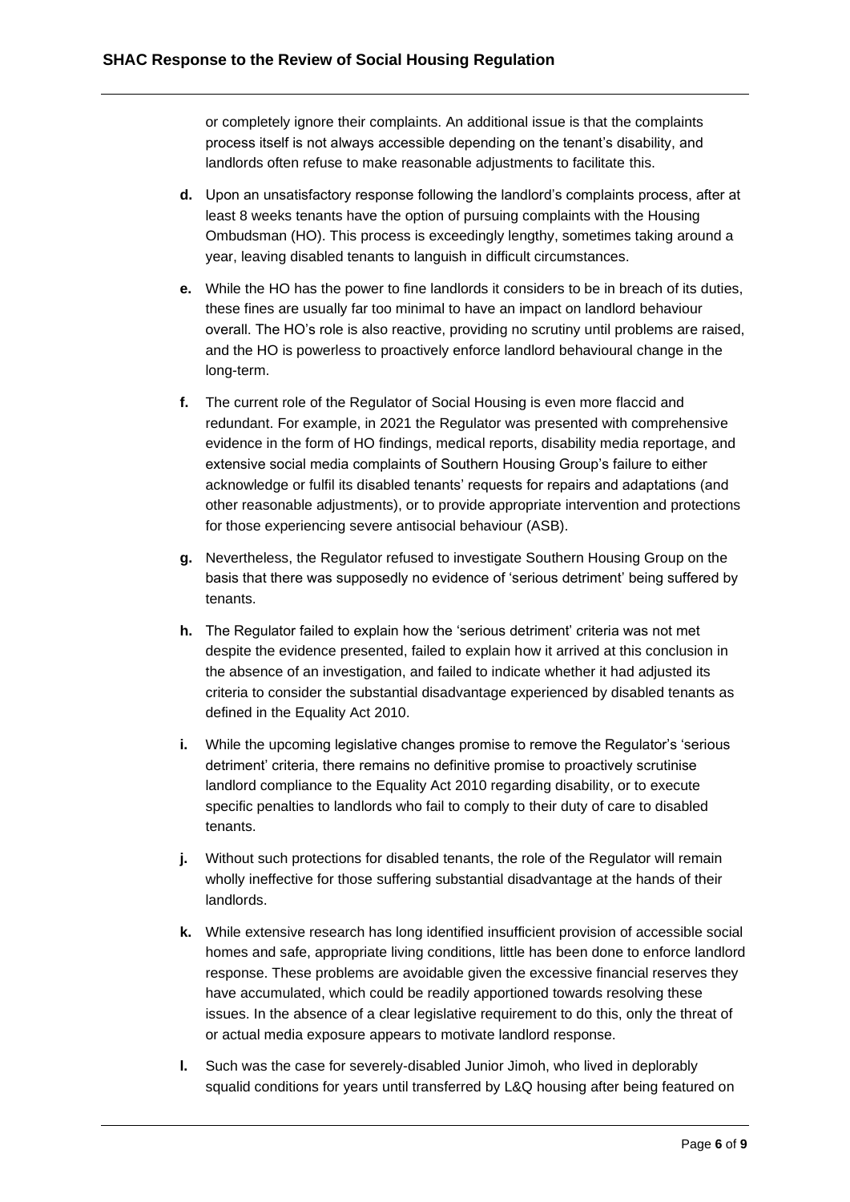or completely ignore their complaints. An additional issue is that the complaints process itself is not always accessible depending on the tenant's disability, and landlords often refuse to make reasonable adjustments to facilitate this.

**d.** Upon an unsatisfactory response following the landlord's complaints process, after at least 8 weeks tenants have the option of pursuing complaints with the Housing Ombudsman (HO). This process is exceedingly lengthy, sometimes taking around a year, leaving disabled tenants to languish in difficult circumstances.

**e.** While the HO has the power to fine landlords it considers to be in breach of its duties, these fines are usually far too minimal to have an impact on landlord behaviour overall. The HO's role is also reactive, providing no scrutiny until problems are raised, and the HO is powerless to proactively enforce landlord behavioural change in the long-term.

**f.** The current role of the Regulator of Social Housing is even more flaccid and redundant. For example, in 2021 the Regulator was presented with comprehensive evidence in the form of HO findings, medical reports, disability media reportage, and extensive social media complaints of Southern Housing Group's failure to either acknowledge or fulfil its disabled tenants' requests for repairs and adaptations (and other reasonable adjustments), or to provide appropriate intervention and protections for those experiencing severe antisocial behaviour (ASB).

**g.** Nevertheless, the Regulator refused to investigate Southern Housing Group on the basis that there was supposedly no evidence of 'serious detriment' being suffered by tenants.

**h.** The Regulator failed to explain how the 'serious detriment' criteria was not met despite the evidence presented, failed to explain how it arrived at this conclusion in the absence of an investigation, and failed to indicate whether it had adjusted its criteria to consider the substantial disadvantage experienced by disabled tenants as defined in the Equality Act 2010.

**i.** While the upcoming legislative changes promise to remove the Regulator's 'serious detriment' criteria, there remains no definitive promise to proactively scrutinise landlord compliance to the Equality Act 2010 regarding disability, or to execute specific penalties to landlords who fail to comply to their duty of care to disabled tenants.

**j.** Without such protections for disabled tenants, the role of the Regulator will remain wholly ineffective for those suffering substantial disadvantage at the hands of their landlords.

**k.** While extensive research has long identified insufficient provision of accessible social homes and safe, appropriate living conditions, little has been done to enforce landlord response. These problems are avoidable given the excessive financial reserves they have accumulated, which could be readily apportioned towards resolving these issues. In the absence of a clear legislative requirement to do this, only the threat of or actual media exposure appears to motivate landlord response.

**l.** Such was the case for severely-disabled Junior Jimoh, who lived in deplorably squalid conditions for years until transferred by L&Q housing after being featured on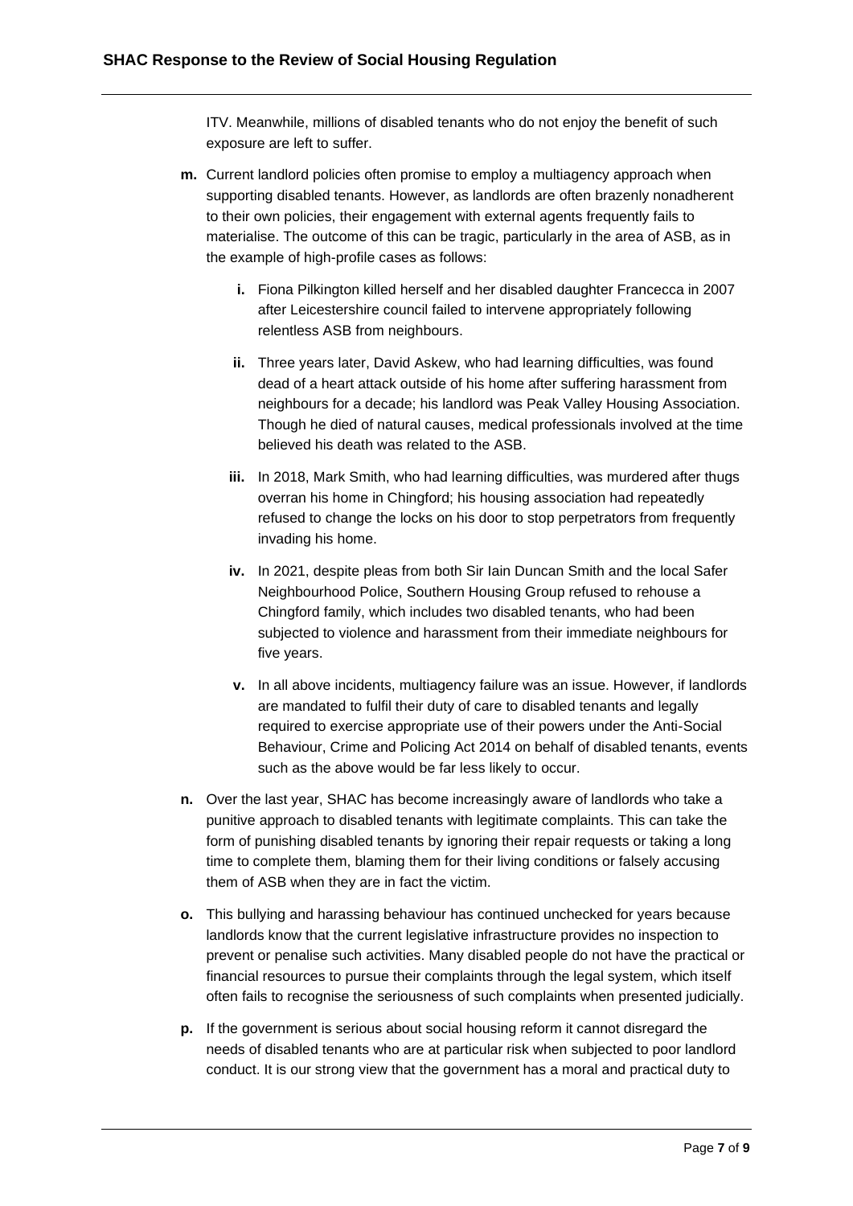ITV. Meanwhile, millions of disabled tenants who do not enjoy the benefit of such exposure are left to suffer.

**m.** Current landlord policies often promise to employ a multiagency approach when supporting disabled tenants. However, as landlords are often brazenly nonadherent to their own policies, their engagement with external agents frequently fails to materialise. The outcome of this can be tragic, particularly in the area of ASB, as in the example of high-profile cases as follows:

   **i.** Fiona Pilkington killed herself and her disabled daughter Francecca in 2007 after Leicestershire council failed to intervene appropriately following relentless ASB from neighbours.

   **ii.** Three years later, David Askew, who had learning difficulties, was found dead of a heart attack outside of his home after suffering harassment from neighbours for a decade; his landlord was Peak Valley Housing Association. Though he died of natural causes, medical professionals involved at the time believed his death was related to the ASB.

   **iii.** In 2018, Mark Smith, who had learning difficulties, was murdered after thugs overran his home in Chingford; his housing association had repeatedly refused to change the locks on his door to stop perpetrators from frequently invading his home.

   **iv.** In 2021, despite pleas from both Sir Iain Duncan Smith and the local Safer Neighbourhood Police, Southern Housing Group refused to rehouse a Chingford family, which includes two disabled tenants, who had been subjected to violence and harassment from their immediate neighbours for five years.

   **v.** In all above incidents, multiagency failure was an issue. However, if landlords are mandated to fulfil their duty of care to disabled tenants and legally required to exercise appropriate use of their powers under the Anti-Social Behaviour, Crime and Policing Act 2014 on behalf of disabled tenants, events such as the above would be far less likely to occur.

**n.** Over the last year, SHAC has become increasingly aware of landlords who take a punitive approach to disabled tenants with legitimate complaints. This can take the form of punishing disabled tenants by ignoring their repair requests or taking a long time to complete them, blaming them for their living conditions or falsely accusing them of ASB when they are in fact the victim.

**o.** This bullying and harassing behaviour has continued unchecked for years because landlords know that the current legislative infrastructure provides no inspection to prevent or penalise such activities. Many disabled people do not have the practical or financial resources to pursue their complaints through the legal system, which itself often fails to recognise the seriousness of such complaints when presented judicially.

**p.** If the government is serious about social housing reform it cannot disregard the needs of disabled tenants who are at particular risk when subjected to poor landlord conduct. It is our strong view that the government has a moral and practical duty to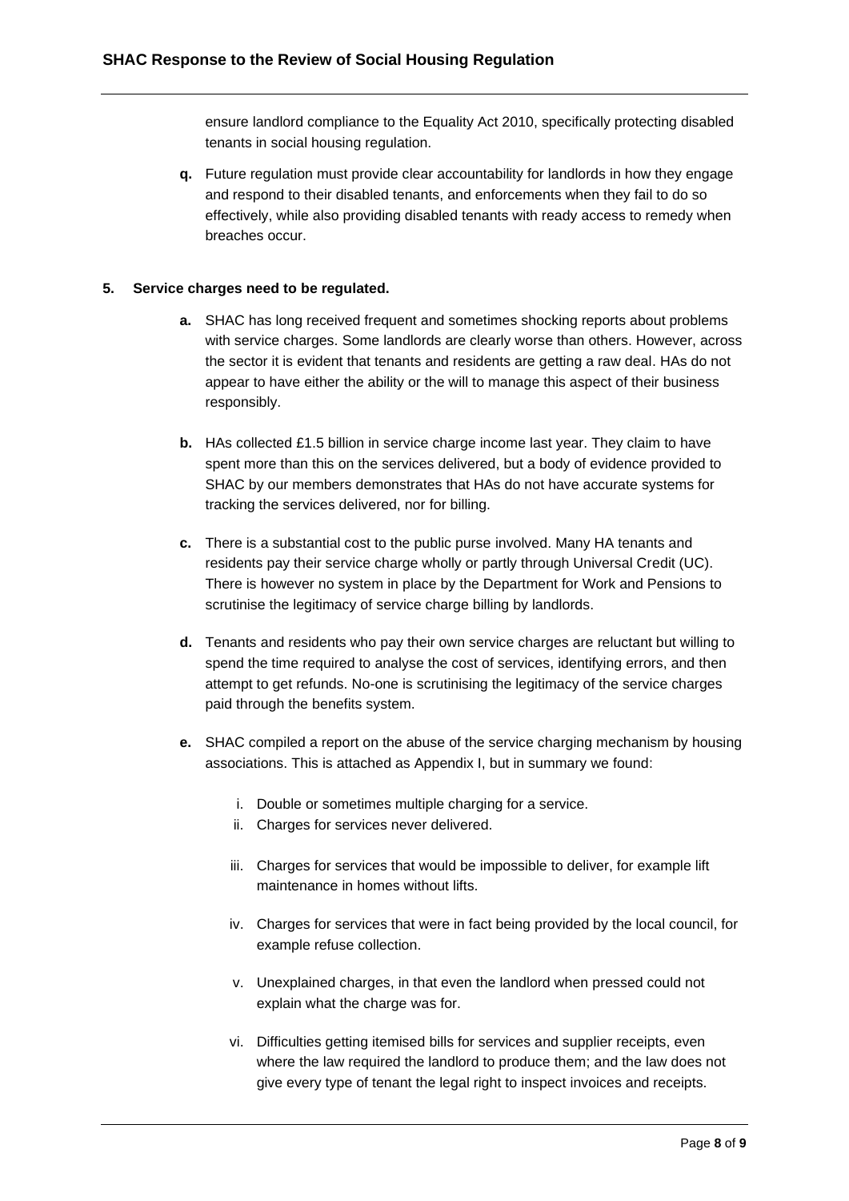ensure landlord compliance to the Equality Act 2010, specifically protecting disabled tenants in social housing regulation.

**q.** Future regulation must provide clear accountability for landlords in how they engage and respond to their disabled tenants, and enforcements when they fail to do so effectively, while also providing disabled tenants with ready access to remedy when breaches occur.

**5. Service charges need to be regulated.**

**a.** SHAC has long received frequent and sometimes shocking reports about problems with service charges. Some landlords are clearly worse than others. However, across the sector it is evident that tenants and residents are getting a raw deal. HAs do not appear to have either the ability or the will to manage this aspect of their business responsibly.

**b.** HAs collected £1.5 billion in service charge income last year. They claim to have spent more than this on the services delivered, but a body of evidence provided to SHAC by our members demonstrates that HAs do not have accurate systems for tracking the services delivered, nor for billing.

**c.** There is a substantial cost to the public purse involved. Many HA tenants and residents pay their service charge wholly or partly through Universal Credit (UC). There is however no system in place by the Department for Work and Pensions to scrutinise the legitimacy of service charge billing by landlords.

**d.** Tenants and residents who pay their own service charges are reluctant but willing to spend the time required to analyse the cost of services, identifying errors, and then attempt to get refunds. No-one is scrutinising the legitimacy of the service charges paid through the benefits system.

**e.** SHAC compiled a report on the abuse of the service charging mechanism by housing associations. This is attached as Appendix I, but in summary we found:

i. Double or sometimes multiple charging for a service.

ii. Charges for services never delivered.

iii. Charges for services that would be impossible to deliver, for example lift maintenance in homes without lifts.

iv. Charges for services that were in fact being provided by the local council, for example refuse collection.

v. Unexplained charges, in that even the landlord when pressed could not explain what the charge was for.

vi. Difficulties getting itemised bills for services and supplier receipts, even where the law required the landlord to produce them; and the law does not give every type of tenant the legal right to inspect invoices and receipts.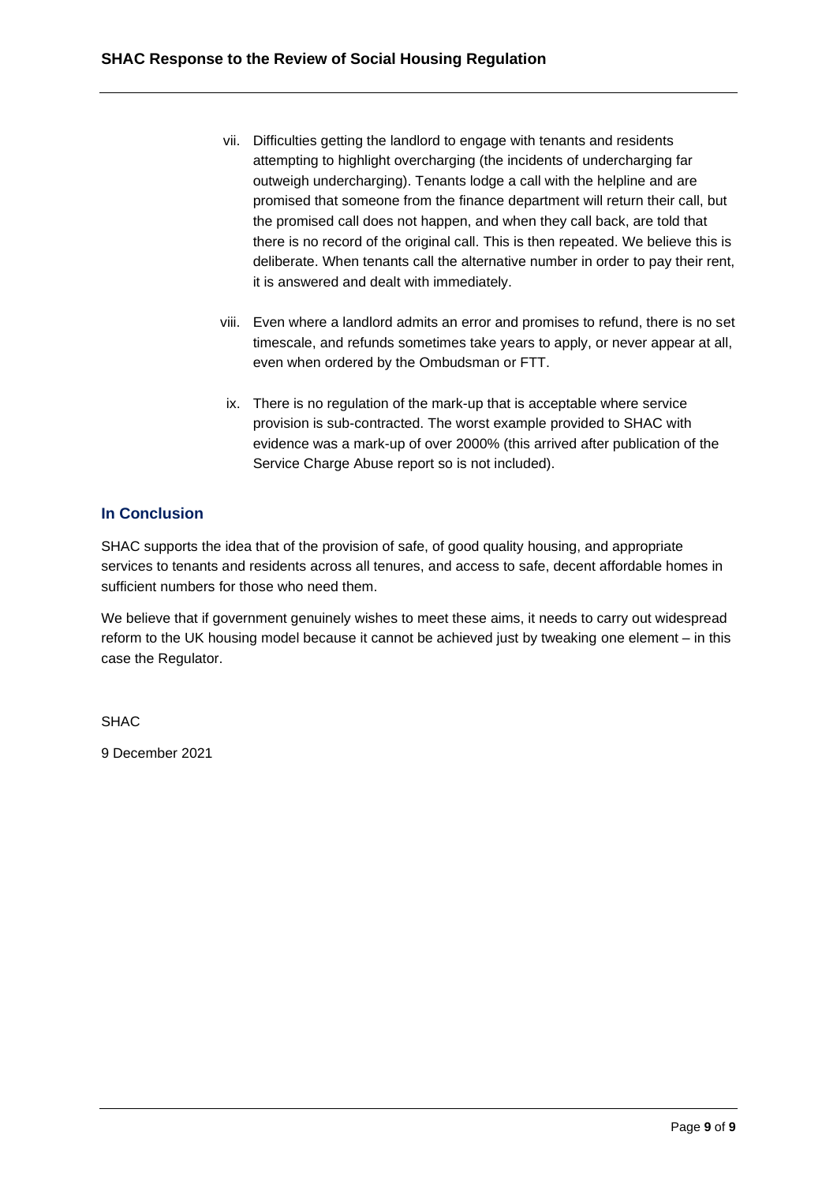vii. Difficulties getting the landlord to engage with tenants and residents attempting to highlight overcharging (the incidents of undercharging far outweigh undercharging). Tenants lodge a call with the helpline and are promised that someone from the finance department will return their call, but the promised call does not happen, and when they call back, are told that there is no record of the original call. This is then repeated. We believe this is deliberate. When tenants call the alternative number in order to pay their rent, it is answered and dealt with immediately.

viii. Even where a landlord admits an error and promises to refund, there is no set timescale, and refunds sometimes take years to apply, or never appear at all, even when ordered by the Ombudsman or FTT.

ix. There is no regulation of the mark-up that is acceptable where service provision is sub-contracted. The worst example provided to SHAC with evidence was a mark-up of over 2000% (this arrived after publication of the Service Charge Abuse report so is not included).

## In Conclusion

SHAC supports the idea that of the provision of safe, of good quality housing, and appropriate services to tenants and residents across all tenures, and access to safe, decent affordable homes in sufficient numbers for those who need them.

We believe that if government genuinely wishes to meet these aims, it needs to carry out widespread reform to the UK housing model because it cannot be achieved just by tweaking one element – in this case the Regulator.

SHAC

9 December 2021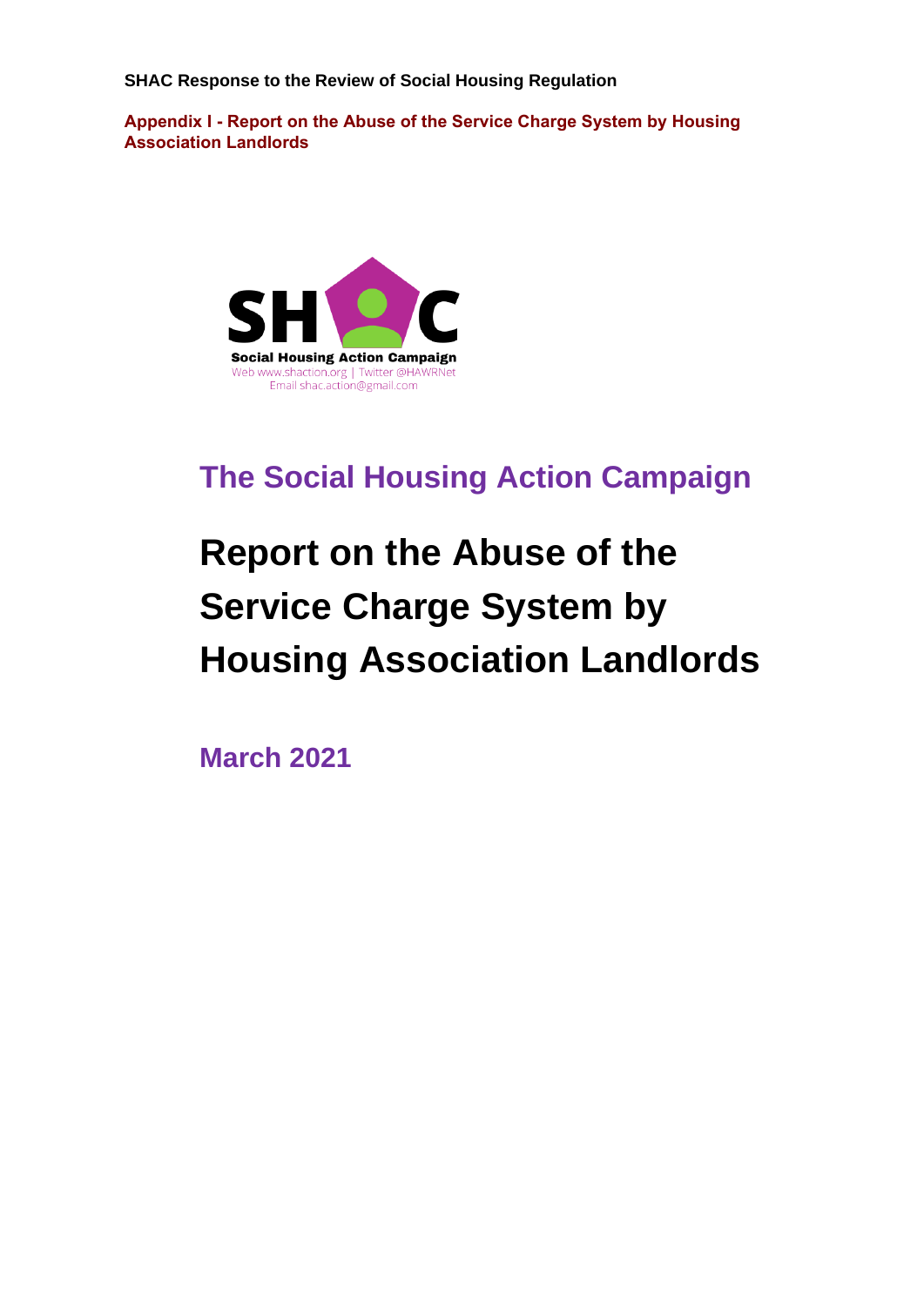**SHAC Response to the Review of Social Housing Regulation**

**Appendix I - Report on the Abuse of the Service Charge System by Housing Association Landlords**

Social Housing Action Campaign
Web www.shaction.org | Twitter @HAWRNet
Email shac.action@gmail.com

## The Social Housing Action Campaign

# Report on the Abuse of the Service Charge System by Housing Association Landlords

## March 2021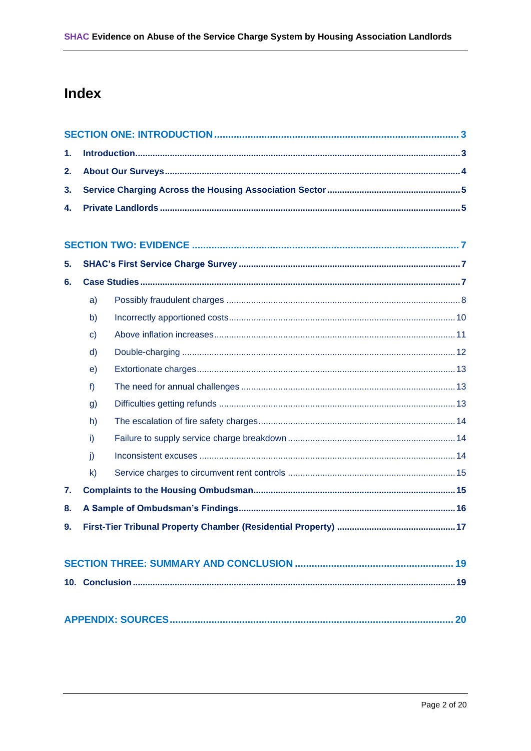# Index

| | | |
|---|---|---|
| **SECTION ONE: INTRODUCTION** | | **3** |
| **1.** | **Introduction** | **3** |
| **2.** | **About Our Surveys** | **4** |
| **3.** | **Service Charging Across the Housing Association Sector** | **5** |
| **4.** | **Private Landlords** | **5** |
| **SECTION TWO: EVIDENCE** | | **7** |
| **5.** | **SHAC's First Service Charge Survey** | **7** |
| **6.** | **Case Studies** | **7** |
| a) | Possibly fraudulent charges | 8 |
| b) | Incorrectly apportioned costs | 10 |
| c) | Above inflation increases | 11 |
| d) | Double-charging | 12 |
| e) | Extortionate charges | 13 |
| f) | The need for annual challenges | 13 |
| g) | Difficulties getting refunds | 13 |
| h) | The escalation of fire safety charges | 14 |
| i) | Failure to supply service charge breakdown | 14 |
| j) | Inconsistent excuses | 14 |
| k) | Service charges to circumvent rent controls | 15 |
| **7.** | **Complaints to the Housing Ombudsman** | **15** |
| **8.** | **A Sample of Ombudsman's Findings** | **16** |
| **9.** | **First-Tier Tribunal Property Chamber (Residential Property)** | **17** |
| **SECTION THREE: SUMMARY AND CONCLUSION** | | **19** |
| **10.** | **Conclusion** | **19** |
| **APPENDIX: SOURCES** | | **20** |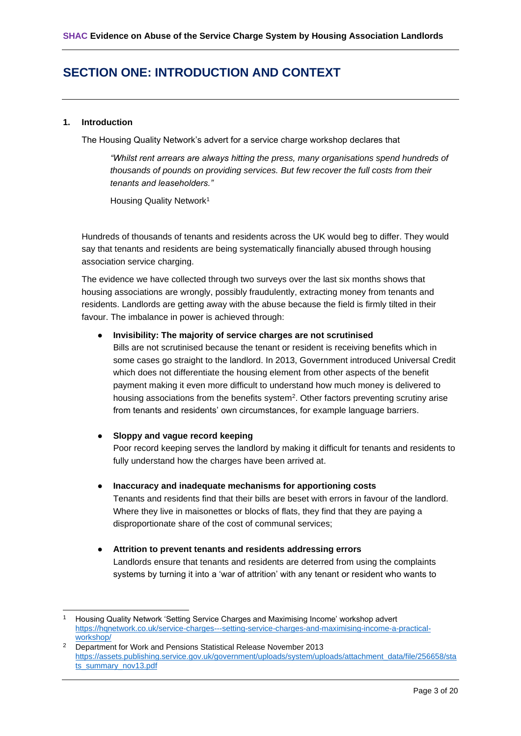# SECTION ONE: INTRODUCTION AND CONTEXT

### 1. Introduction

The Housing Quality Network's advert for a service charge workshop declares that

> *"Whilst rent arrears are always hitting the press, many organisations spend hundreds of thousands of pounds on providing services. But few recover the full costs from their tenants and leaseholders."*
>
> Housing Quality Network[1]

Hundreds of thousands of tenants and residents across the UK would beg to differ. They would say that tenants and residents are being systematically financially abused through housing association service charging.

The evidence we have collected through two surveys over the last six months shows that housing associations are wrongly, possibly fraudulently, extracting money from tenants and residents. Landlords are getting away with the abuse because the field is firmly tilted in their favour. The imbalance in power is achieved through:

- **Invisibility: The majority of service charges are not scrutinised**
  Bills are not scrutinised because the tenant or resident is receiving benefits which in some cases go straight to the landlord. In 2013, Government introduced Universal Credit which does not differentiate the housing element from other aspects of the benefit payment making it even more difficult to understand how much money is delivered to housing associations from the benefits system[2]. Other factors preventing scrutiny arise from tenants and residents' own circumstances, for example language barriers.

- **Sloppy and vague record keeping**
  Poor record keeping serves the landlord by making it difficult for tenants and residents to fully understand how the charges have been arrived at.

- **Inaccuracy and inadequate mechanisms for apportioning costs**
  Tenants and residents find that their bills are beset with errors in favour of the landlord. Where they live in maisonettes or blocks of flats, they find that they are paying a disproportionate share of the cost of communal services;

- **Attrition to prevent tenants and residents addressing errors**
  Landlords ensure that tenants and residents are deterred from using the complaints systems by turning it into a 'war of attrition' with any tenant or resident who wants to

---

[1] Housing Quality Network 'Setting Service Charges and Maximising Income' workshop advert https://hqnetwork.co.uk/service-charges---setting-service-charges-and-maximising-income-a-practical-workshop/

[2] Department for Work and Pensions Statistical Release November 2013 https://assets.publishing.service.gov.uk/government/uploads/system/uploads/attachment_data/file/256658/stats_summary_nov13.pdf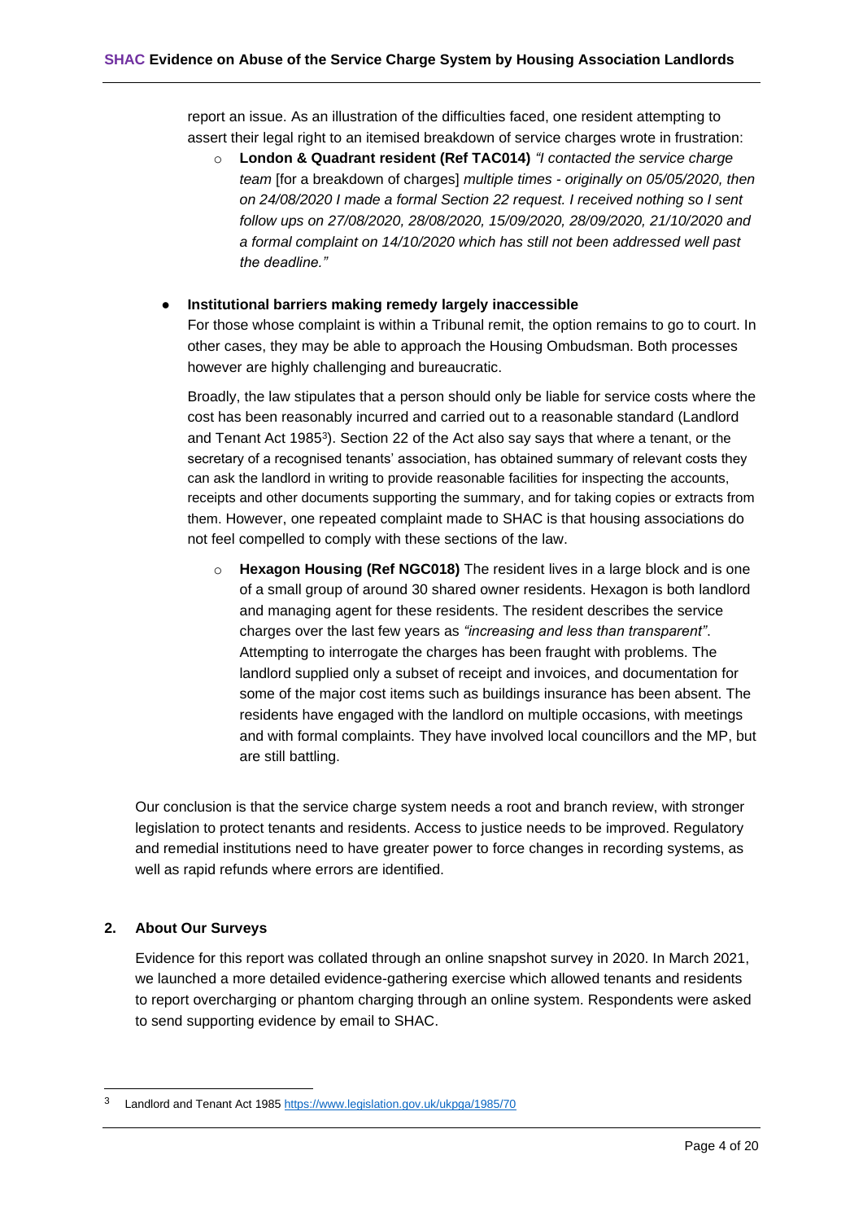report an issue. As an illustration of the difficulties faced, one resident attempting to assert their legal right to an itemised breakdown of service charges wrote in frustration:

- **London & Quadrant resident (Ref TAC014)** *"I contacted the service charge team* [for a breakdown of charges] *multiple times - originally on 05/05/2020, then on 24/08/2020 I made a formal Section 22 request. I received nothing so I sent follow ups on 27/08/2020, 28/08/2020, 15/09/2020, 28/09/2020, 21/10/2020 and a formal complaint on 14/10/2020 which has still not been addressed well past the deadline."*

- **Institutional barriers making remedy largely inaccessible**

  For those whose complaint is within a Tribunal remit, the option remains to go to court. In other cases, they may be able to approach the Housing Ombudsman. Both processes however are highly challenging and bureaucratic.

  Broadly, the law stipulates that a person should only be liable for service costs where the cost has been reasonably incurred and carried out to a reasonable standard (Landlord and Tenant Act 1985[3]). Section 22 of the Act also say says that where a tenant, or the secretary of a recognised tenants' association, has obtained summary of relevant costs they can ask the landlord in writing to provide reasonable facilities for inspecting the accounts, receipts and other documents supporting the summary, and for taking copies or extracts from them. However, one repeated complaint made to SHAC is that housing associations do not feel compelled to comply with these sections of the law.

  - **Hexagon Housing (Ref NGC018)** The resident lives in a large block and is one of a small group of around 30 shared owner residents. Hexagon is both landlord and managing agent for these residents. The resident describes the service charges over the last few years as *"increasing and less than transparent"*. Attempting to interrogate the charges has been fraught with problems. The landlord supplied only a subset of receipt and invoices, and documentation for some of the major cost items such as buildings insurance has been absent. The residents have engaged with the landlord on multiple occasions, with meetings and with formal complaints. They have involved local councillors and the MP, but are still battling.

Our conclusion is that the service charge system needs a root and branch review, with stronger legislation to protect tenants and residents. Access to justice needs to be improved. Regulatory and remedial institutions need to have greater power to force changes in recording systems, as well as rapid refunds where errors are identified.

## 2. About Our Surveys

Evidence for this report was collated through an online snapshot survey in 2020. In March 2021, we launched a more detailed evidence-gathering exercise which allowed tenants and residents to report overcharging or phantom charging through an online system. Respondents were asked to send supporting evidence by email to SHAC.

---

[3] Landlord and Tenant Act 1985 https://www.legislation.gov.uk/ukpga/1985/70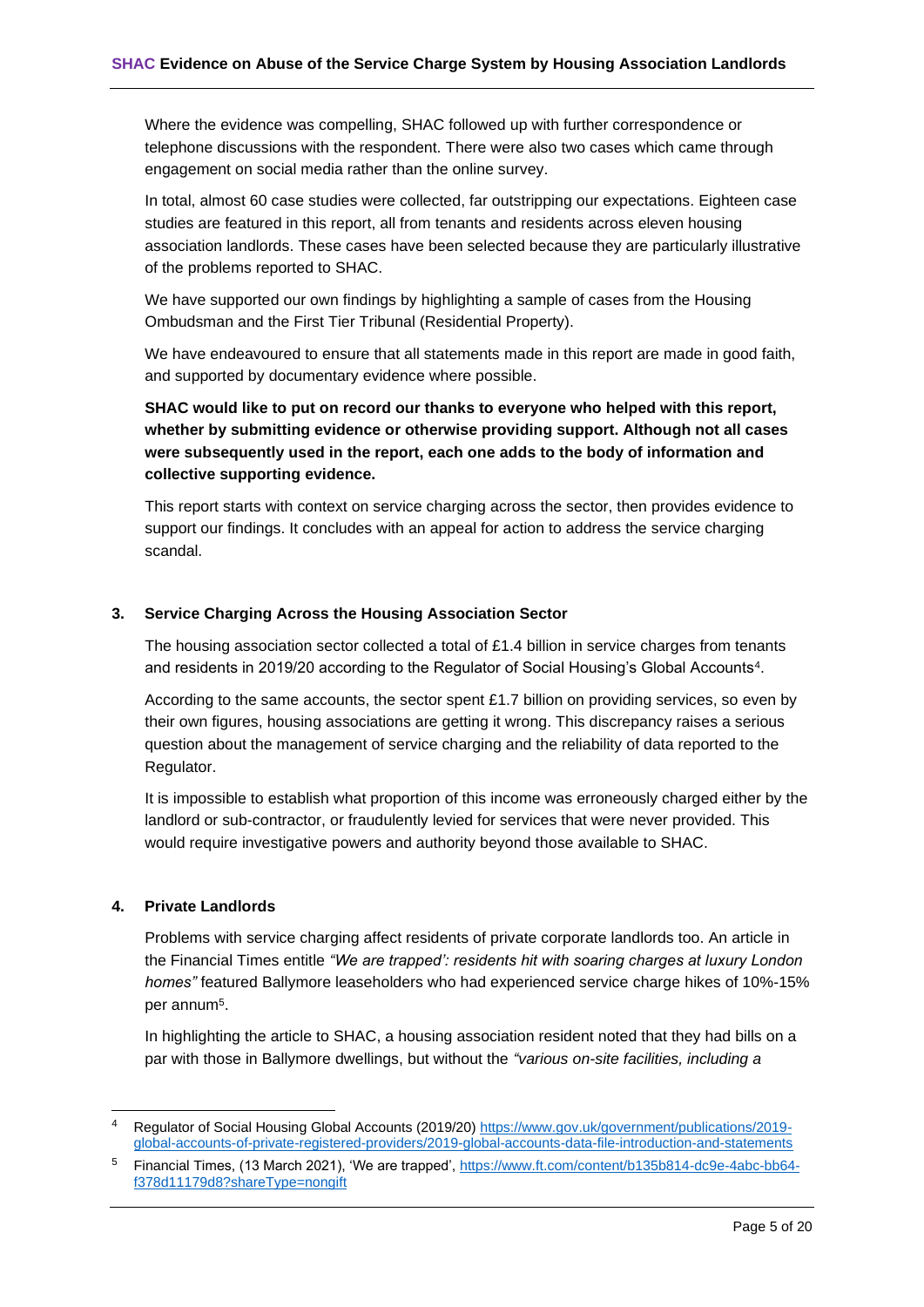Where the evidence was compelling, SHAC followed up with further correspondence or telephone discussions with the respondent. There were also two cases which came through engagement on social media rather than the online survey.

In total, almost 60 case studies were collected, far outstripping our expectations. Eighteen case studies are featured in this report, all from tenants and residents across eleven housing association landlords. These cases have been selected because they are particularly illustrative of the problems reported to SHAC.

We have supported our own findings by highlighting a sample of cases from the Housing Ombudsman and the First Tier Tribunal (Residential Property).

We have endeavoured to ensure that all statements made in this report are made in good faith, and supported by documentary evidence where possible.

**SHAC would like to put on record our thanks to everyone who helped with this report, whether by submitting evidence or otherwise providing support. Although not all cases were subsequently used in the report, each one adds to the body of information and collective supporting evidence.**

This report starts with context on service charging across the sector, then provides evidence to support our findings. It concludes with an appeal for action to address the service charging scandal.

## 3. Service Charging Across the Housing Association Sector

The housing association sector collected a total of £1.4 billion in service charges from tenants and residents in 2019/20 according to the Regulator of Social Housing's Global Accounts[4].

According to the same accounts, the sector spent £1.7 billion on providing services, so even by their own figures, housing associations are getting it wrong. This discrepancy raises a serious question about the management of service charging and the reliability of data reported to the Regulator.

It is impossible to establish what proportion of this income was erroneously charged either by the landlord or sub-contractor, or fraudulently levied for services that were never provided. This would require investigative powers and authority beyond those available to SHAC.

## 4. Private Landlords

Problems with service charging affect residents of private corporate landlords too. An article in the Financial Times entitle *"We are trapped': residents hit with soaring charges at luxury London homes"* featured Ballymore leaseholders who had experienced service charge hikes of 10%-15% per annum[5].

In highlighting the article to SHAC, a housing association resident noted that they had bills on a par with those in Ballymore dwellings, but without the *"various on-site facilities, including a*

---

[4] Regulator of Social Housing Global Accounts (2019/20) https://www.gov.uk/government/publications/2019-global-accounts-of-private-registered-providers/2019-global-accounts-data-file-introduction-and-statements

[5] Financial Times, (13 March 2021), 'We are trapped', https://www.ft.com/content/b135b814-dc9e-4abc-bb64-f378d11179d8?shareType=nongift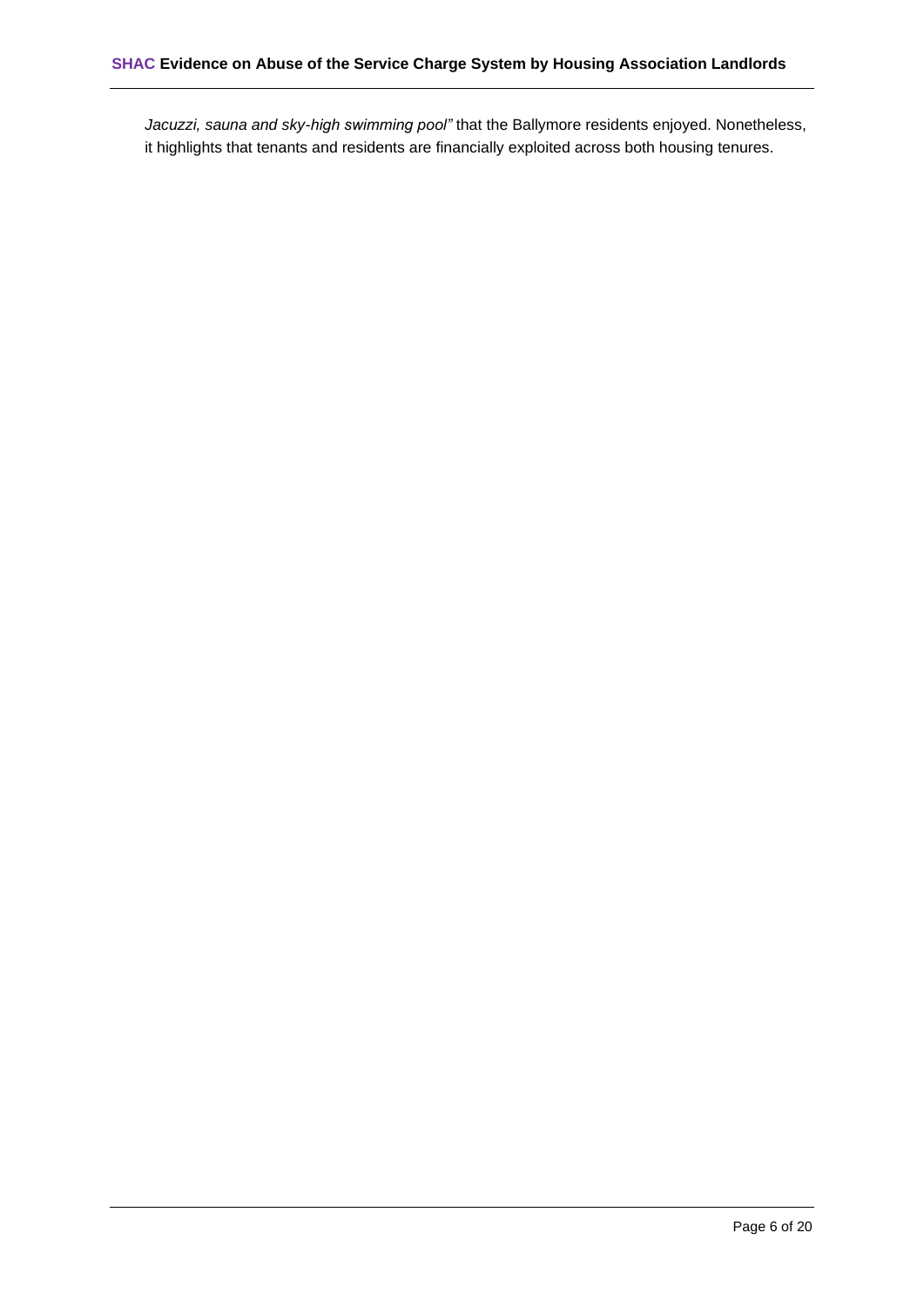*Jacuzzi, sauna and sky-high swimming pool"* that the Ballymore residents enjoyed. Nonetheless, it highlights that tenants and residents are financially exploited across both housing tenures.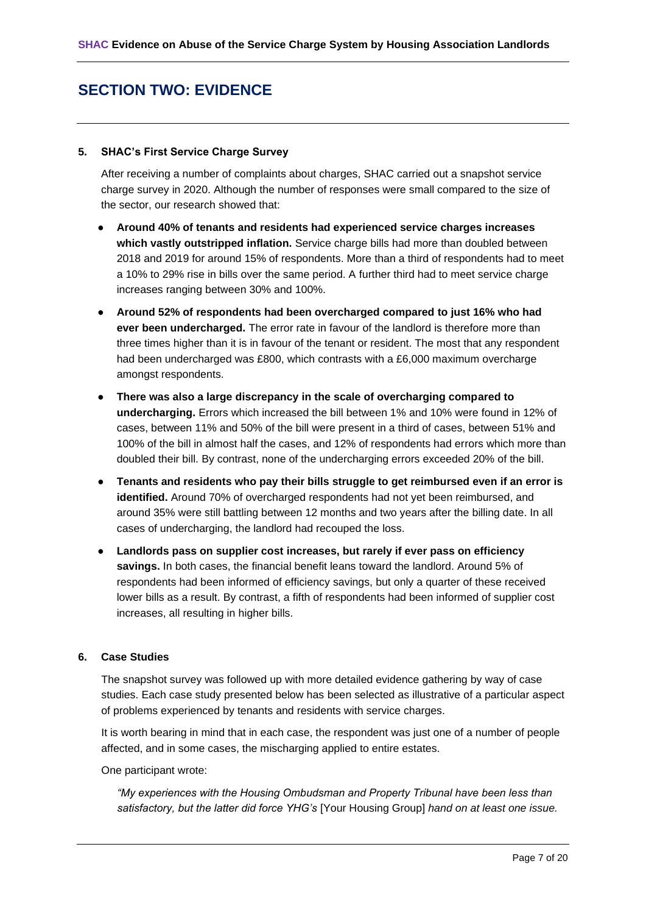# SECTION TWO: EVIDENCE

## 5. SHAC's First Service Charge Survey

After receiving a number of complaints about charges, SHAC carried out a snapshot service charge survey in 2020. Although the number of responses were small compared to the size of the sector, our research showed that:

- **Around 40% of tenants and residents had experienced service charges increases which vastly outstripped inflation.** Service charge bills had more than doubled between 2018 and 2019 for around 15% of respondents. More than a third of respondents had to meet a 10% to 29% rise in bills over the same period. A further third had to meet service charge increases ranging between 30% and 100%.
- **Around 52% of respondents had been overcharged compared to just 16% who had ever been undercharged.** The error rate in favour of the landlord is therefore more than three times higher than it is in favour of the tenant or resident. The most that any respondent had been undercharged was £800, which contrasts with a £6,000 maximum overcharge amongst respondents.
- **There was also a large discrepancy in the scale of overcharging compared to undercharging.** Errors which increased the bill between 1% and 10% were found in 12% of cases, between 11% and 50% of the bill were present in a third of cases, between 51% and 100% of the bill in almost half the cases, and 12% of respondents had errors which more than doubled their bill. By contrast, none of the undercharging errors exceeded 20% of the bill.
- **Tenants and residents who pay their bills struggle to get reimbursed even if an error is identified.** Around 70% of overcharged respondents had not yet been reimbursed, and around 35% were still battling between 12 months and two years after the billing date. In all cases of undercharging, the landlord had recouped the loss.
- **Landlords pass on supplier cost increases, but rarely if ever pass on efficiency savings.** In both cases, the financial benefit leans toward the landlord. Around 5% of respondents had been informed of efficiency savings, but only a quarter of these received lower bills as a result. By contrast, a fifth of respondents had been informed of supplier cost increases, all resulting in higher bills.

## 6. Case Studies

The snapshot survey was followed up with more detailed evidence gathering by way of case studies. Each case study presented below has been selected as illustrative of a particular aspect of problems experienced by tenants and residents with service charges.

It is worth bearing in mind that in each case, the respondent was just one of a number of people affected, and in some cases, the mischarging applied to entire estates.

One participant wrote:

> *"My experiences with the Housing Ombudsman and Property Tribunal have been less than satisfactory, but the latter did force YHG's* [Your Housing Group] *hand on at least one issue.*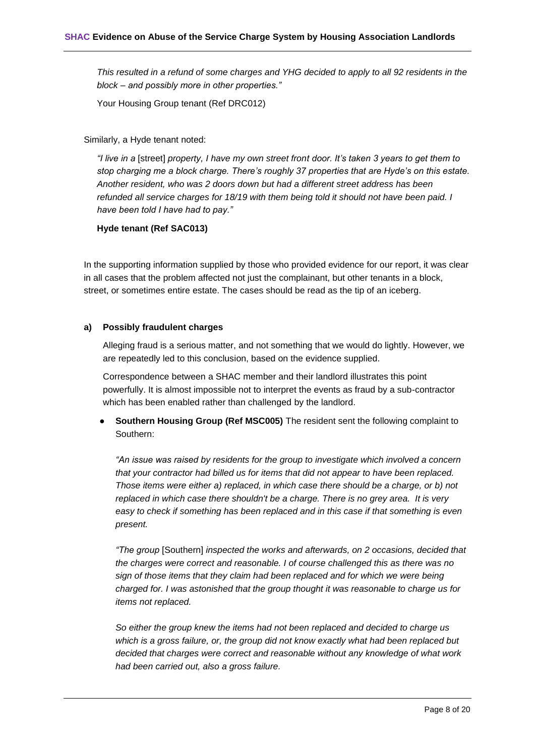*This resulted in a refund of some charges and YHG decided to apply to all 92 residents in the block – and possibly more in other properties."*

Your Housing Group tenant (Ref DRC012)

Similarly, a Hyde tenant noted:

*"I live in a* [street] *property, I have my own street front door. It's taken 3 years to get them to stop charging me a block charge. There's roughly 37 properties that are Hyde's on this estate. Another resident, who was 2 doors down but had a different street address has been refunded all service charges for 18/19 with them being told it should not have been paid. I have been told I have had to pay."*

**Hyde tenant (Ref SAC013)**

In the supporting information supplied by those who provided evidence for our report, it was clear in all cases that the problem affected not just the complainant, but other tenants in a block, street, or sometimes entire estate. The cases should be read as the tip of an iceberg.

### a) Possibly fraudulent charges

Alleging fraud is a serious matter, and not something that we would do lightly. However, we are repeatedly led to this conclusion, based on the evidence supplied.

Correspondence between a SHAC member and their landlord illustrates this point powerfully. It is almost impossible not to interpret the events as fraud by a sub-contractor which has been enabled rather than challenged by the landlord.

- **Southern Housing Group (Ref MSC005)** The resident sent the following complaint to Southern:

  *"An issue was raised by residents for the group to investigate which involved a concern that your contractor had billed us for items that did not appear to have been replaced. Those items were either a) replaced, in which case there should be a charge, or b) not replaced in which case there shouldn't be a charge. There is no grey area. It is very easy to check if something has been replaced and in this case if that something is even present.*

  *"The group* [Southern] *inspected the works and afterwards, on 2 occasions, decided that the charges were correct and reasonable. I of course challenged this as there was no sign of those items that they claim had been replaced and for which we were being charged for. I was astonished that the group thought it was reasonable to charge us for items not replaced.*

  *So either the group knew the items had not been replaced and decided to charge us which is a gross failure, or, the group did not know exactly what had been replaced but decided that charges were correct and reasonable without any knowledge of what work had been carried out, also a gross failure.*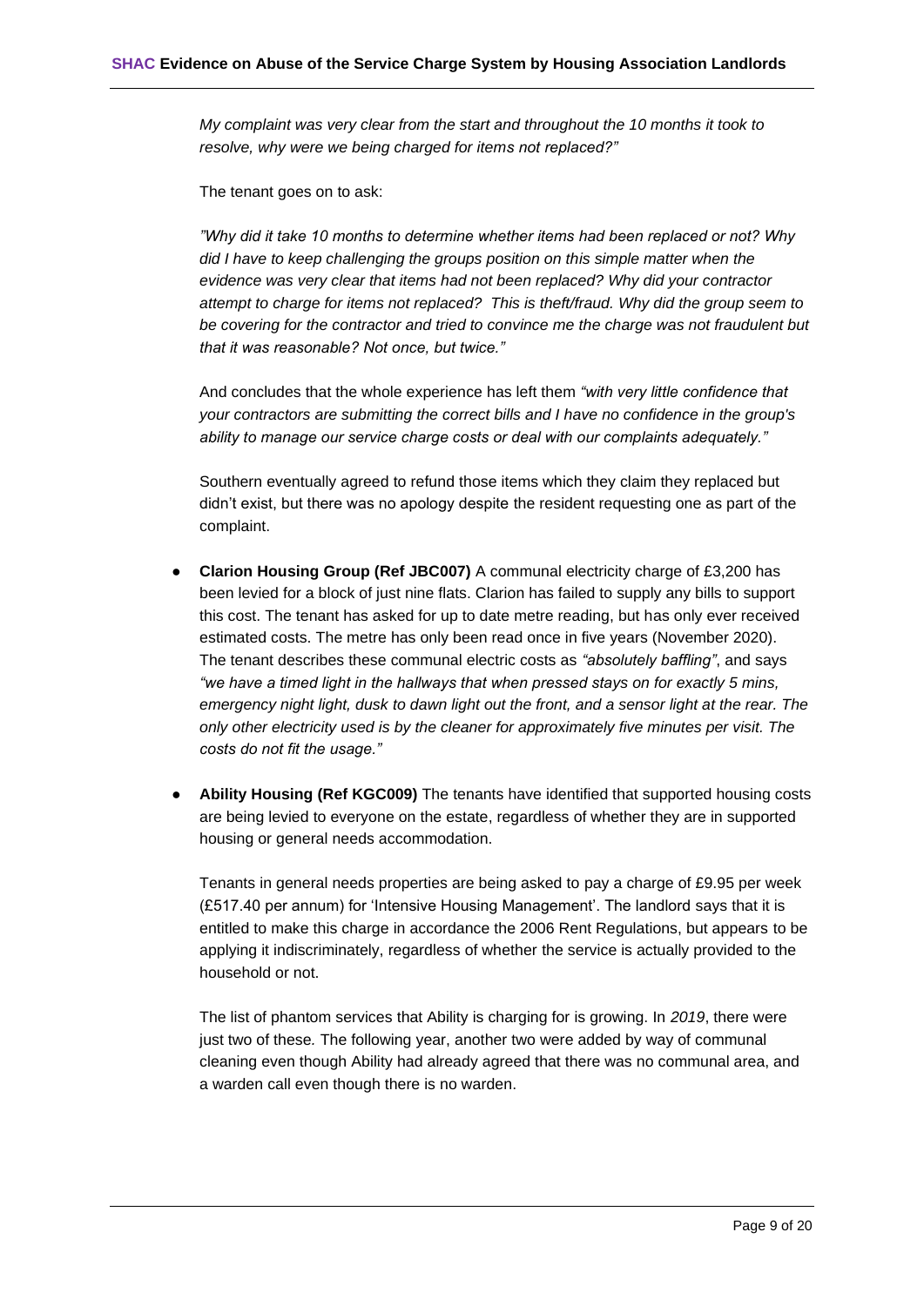*My complaint was very clear from the start and throughout the 10 months it took to resolve, why were we being charged for items not replaced?"*

The tenant goes on to ask:

*"Why did it take 10 months to determine whether items had been replaced or not? Why did I have to keep challenging the groups position on this simple matter when the evidence was very clear that items had not been replaced? Why did your contractor attempt to charge for items not replaced? This is theft/fraud. Why did the group seem to be covering for the contractor and tried to convince me the charge was not fraudulent but that it was reasonable? Not once, but twice."*

And concludes that the whole experience has left them *"with very little confidence that your contractors are submitting the correct bills and I have no confidence in the group's ability to manage our service charge costs or deal with our complaints adequately."*

Southern eventually agreed to refund those items which they claim they replaced but didn't exist, but there was no apology despite the resident requesting one as part of the complaint.

- **Clarion Housing Group (Ref JBC007)** A communal electricity charge of £3,200 has been levied for a block of just nine flats. Clarion has failed to supply any bills to support this cost. The tenant has asked for up to date metre reading, but has only ever received estimated costs. The metre has only been read once in five years (November 2020). The tenant describes these communal electric costs as *"absolutely baffling"*, and says *"we have a timed light in the hallways that when pressed stays on for exactly 5 mins, emergency night light, dusk to dawn light out the front, and a sensor light at the rear. The only other electricity used is by the cleaner for approximately five minutes per visit. The costs do not fit the usage."*

- **Ability Housing (Ref KGC009)** The tenants have identified that supported housing costs are being levied to everyone on the estate, regardless of whether they are in supported housing or general needs accommodation.

  Tenants in general needs properties are being asked to pay a charge of £9.95 per week (£517.40 per annum) for 'Intensive Housing Management'. The landlord says that it is entitled to make this charge in accordance the 2006 Rent Regulations, but appears to be applying it indiscriminately, regardless of whether the service is actually provided to the household or not.

  The list of phantom services that Ability is charging for is growing. In *2019*, there were just two of these. The following year, another two were added by way of communal cleaning even though Ability had already agreed that there was no communal area, and a warden call even though there is no warden.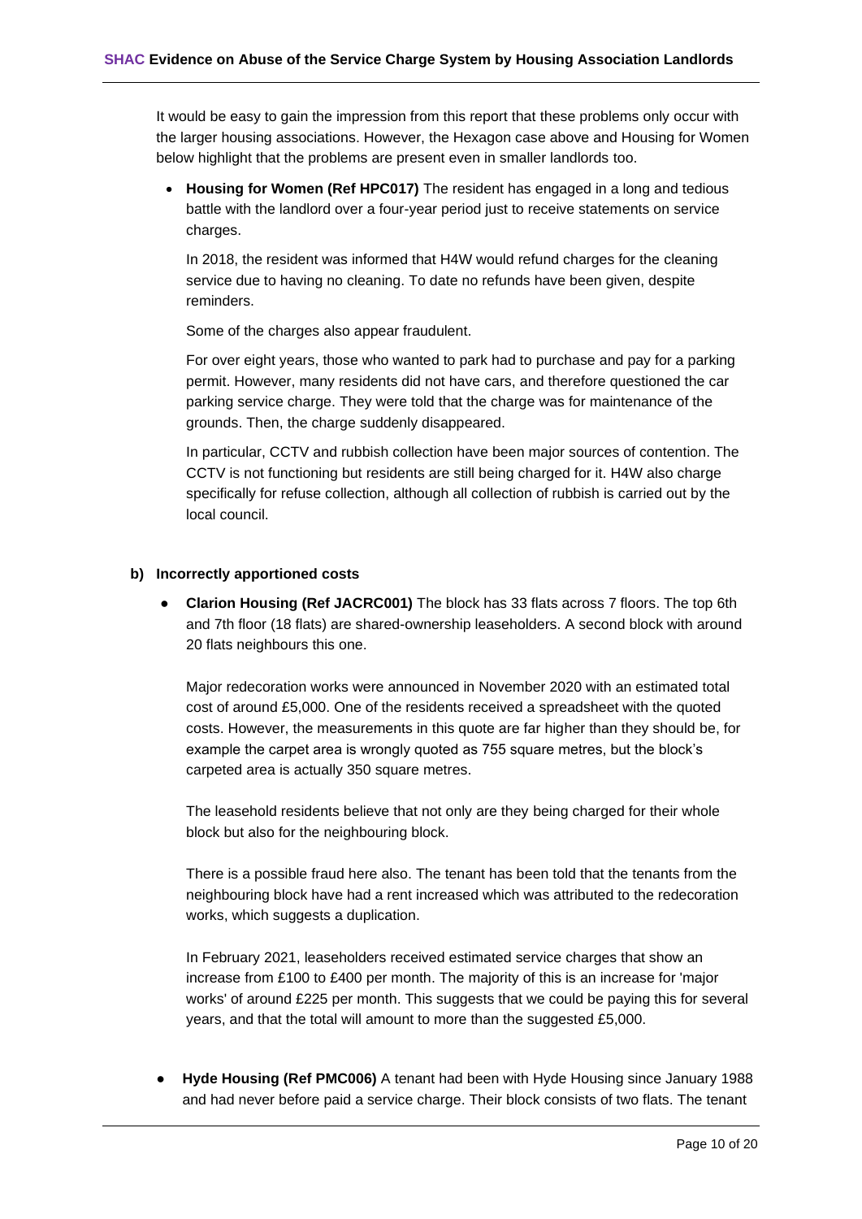It would be easy to gain the impression from this report that these problems only occur with the larger housing associations. However, the Hexagon case above and Housing for Women below highlight that the problems are present even in smaller landlords too.

- **Housing for Women (Ref HPC017)** The resident has engaged in a long and tedious battle with the landlord over a four-year period just to receive statements on service charges.

  In 2018, the resident was informed that H4W would refund charges for the cleaning service due to having no cleaning. To date no refunds have been given, despite reminders.

  Some of the charges also appear fraudulent.

  For over eight years, those who wanted to park had to purchase and pay for a parking permit. However, many residents did not have cars, and therefore questioned the car parking service charge. They were told that the charge was for maintenance of the grounds. Then, the charge suddenly disappeared.

  In particular, CCTV and rubbish collection have been major sources of contention. The CCTV is not functioning but residents are still being charged for it. H4W also charge specifically for refuse collection, although all collection of rubbish is carried out by the local council.

**b) Incorrectly apportioned costs**

- **Clarion Housing (Ref JACRC001)** The block has 33 flats across 7 floors. The top 6th and 7th floor (18 flats) are shared-ownership leaseholders. A second block with around 20 flats neighbours this one.

  Major redecoration works were announced in November 2020 with an estimated total cost of around £5,000. One of the residents received a spreadsheet with the quoted costs. However, the measurements in this quote are far higher than they should be, for example the carpet area is wrongly quoted as 755 square metres, but the block's carpeted area is actually 350 square metres.

  The leasehold residents believe that not only are they being charged for their whole block but also for the neighbouring block.

  There is a possible fraud here also. The tenant has been told that the tenants from the neighbouring block have had a rent increased which was attributed to the redecoration works, which suggests a duplication.

  In February 2021, leaseholders received estimated service charges that show an increase from £100 to £400 per month. The majority of this is an increase for 'major works' of around £225 per month. This suggests that we could be paying this for several years, and that the total will amount to more than the suggested £5,000.

- **Hyde Housing (Ref PMC006)** A tenant had been with Hyde Housing since January 1988 and had never before paid a service charge. Their block consists of two flats. The tenant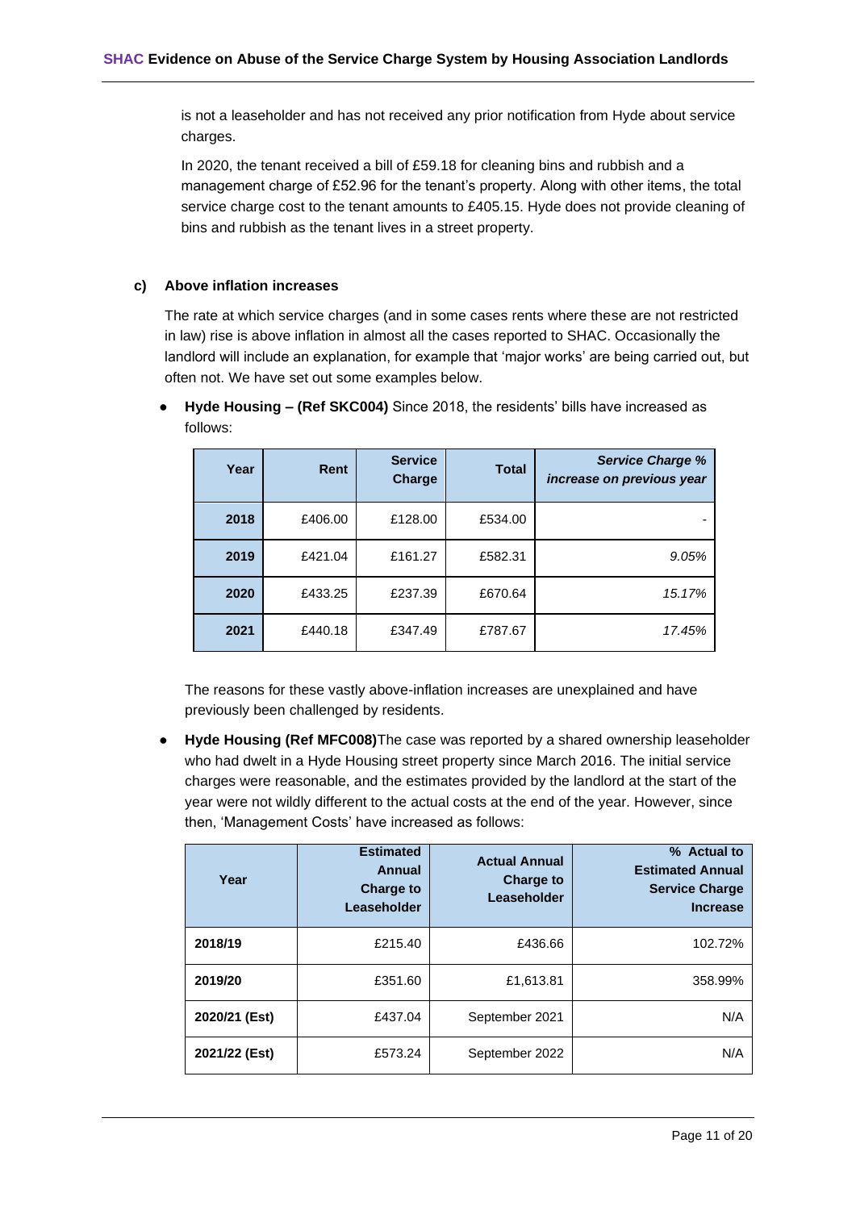is not a leaseholder and has not received any prior notification from Hyde about service charges.

In 2020, the tenant received a bill of £59.18 for cleaning bins and rubbish and a management charge of £52.96 for the tenant's property. Along with other items, the total service charge cost to the tenant amounts to £405.15. Hyde does not provide cleaning of bins and rubbish as the tenant lives in a street property.

### c) Above inflation increases

The rate at which service charges (and in some cases rents where these are not restricted in law) rise is above inflation in almost all the cases reported to SHAC. Occasionally the landlord will include an explanation, for example that 'major works' are being carried out, but often not. We have set out some examples below.

- **Hyde Housing – (Ref SKC004)** Since 2018, the residents' bills have increased as follows:

| Year | Rent | Service Charge | Total | *Service Charge % increase on previous year* |
|---|---|---|---|---|
| **2018** | £406.00 | £128.00 | £534.00 | - |
| **2019** | £421.04 | £161.27 | £582.31 | *9.05%* |
| **2020** | £433.25 | £237.39 | £670.64 | *15.17%* |
| **2021** | £440.18 | £347.49 | £787.67 | *17.45%* |

The reasons for these vastly above-inflation increases are unexplained and have previously been challenged by residents.

- **Hyde Housing (Ref MFC008)**The case was reported by a shared ownership leaseholder who had dwelt in a Hyde Housing street property since March 2016. The initial service charges were reasonable, and the estimates provided by the landlord at the start of the year were not wildly different to the actual costs at the end of the year. However, since then, 'Management Costs' have increased as follows:

| Year | Estimated Annual Charge to Leaseholder | Actual Annual Charge to Leaseholder | % Actual to Estimated Annual Service Charge Increase |
|---|---|---|---|
| **2018/19** | £215.40 | £436.66 | 102.72% |
| **2019/20** | £351.60 | £1,613.81 | 358.99% |
| **2020/21 (Est)** | £437.04 | September 2021 | N/A |
| **2021/22 (Est)** | £573.24 | September 2022 | N/A |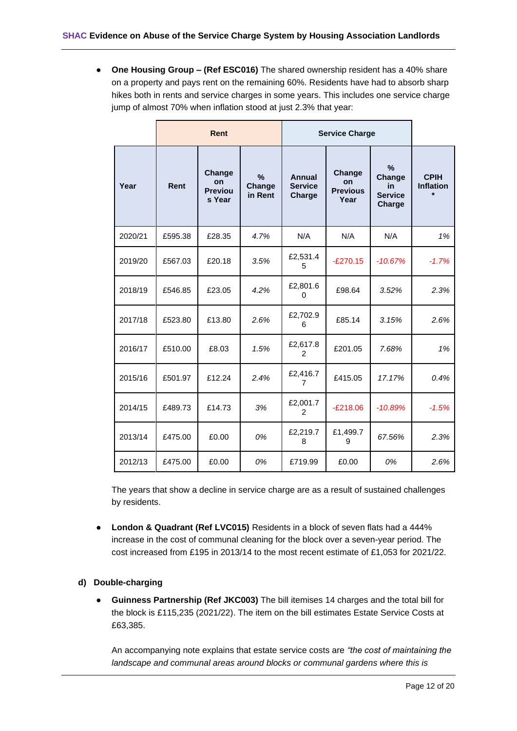- **One Housing Group – (Ref ESC016)** The shared ownership resident has a 40% share on a property and pays rent on the remaining 60%. Residents have had to absorb sharp hikes both in rents and service charges in some years. This includes one service charge jump of almost 70% when inflation stood at just 2.3% that year:

| | Rent | | | Service Charge | | | |
|---|---|---|---|---|---|---|---|
| **Year** | **Rent** | **Change on Previous Year** | **% Change in Rent** | **Annual Service Charge** | **Change on Previous Year** | **% Change in Service Charge** | **CPIH Inflation \*** |
| 2020/21 | £595.38 | £28.35 | *4.7%* | N/A | N/A | N/A | *1%* |
| 2019/20 | £567.03 | £20.18 | *3.5%* | £2,531.45 | -£270.15 | *-10.67%* | *-1.7%* |
| 2018/19 | £546.85 | £23.05 | *4.2%* | £2,801.60 | £98.64 | *3.52%* | *2.3%* |
| 2017/18 | £523.80 | £13.80 | *2.6%* | £2,702.96 | £85.14 | *3.15%* | *2.6%* |
| 2016/17 | £510.00 | £8.03 | *1.5%* | £2,617.82 | £201.05 | *7.68%* | *1%* |
| 2015/16 | £501.97 | £12.24 | *2.4%* | £2,416.77 | £415.05 | *17.17%* | *0.4%* |
| 2014/15 | £489.73 | £14.73 | *3%* | £2,001.72 | -£218.06 | *-10.89%* | *-1.5%* |
| 2013/14 | £475.00 | £0.00 | *0%* | £2,219.78 | £1,499.79 | *67.56%* | *2.3%* |
| 2012/13 | £475.00 | £0.00 | *0%* | £719.99 | £0.00 | *0%* | *2.6%* |

  The years that show a decline in service charge are as a result of sustained challenges by residents.

- **London & Quadrant (Ref LVC015)** Residents in a block of seven flats had a 444% increase in the cost of communal cleaning for the block over a seven-year period. The cost increased from £195 in 2013/14 to the most recent estimate of £1,053 for 2021/22.

### d) Double-charging

- **Guinness Partnership (Ref JKC003)** The bill itemises 14 charges and the total bill for the block is £115,235 (2021/22). The item on the bill estimates Estate Service Costs at £63,385.

  An accompanying note explains that estate service costs are *"the cost of maintaining the landscape and communal areas around blocks or communal gardens where this is*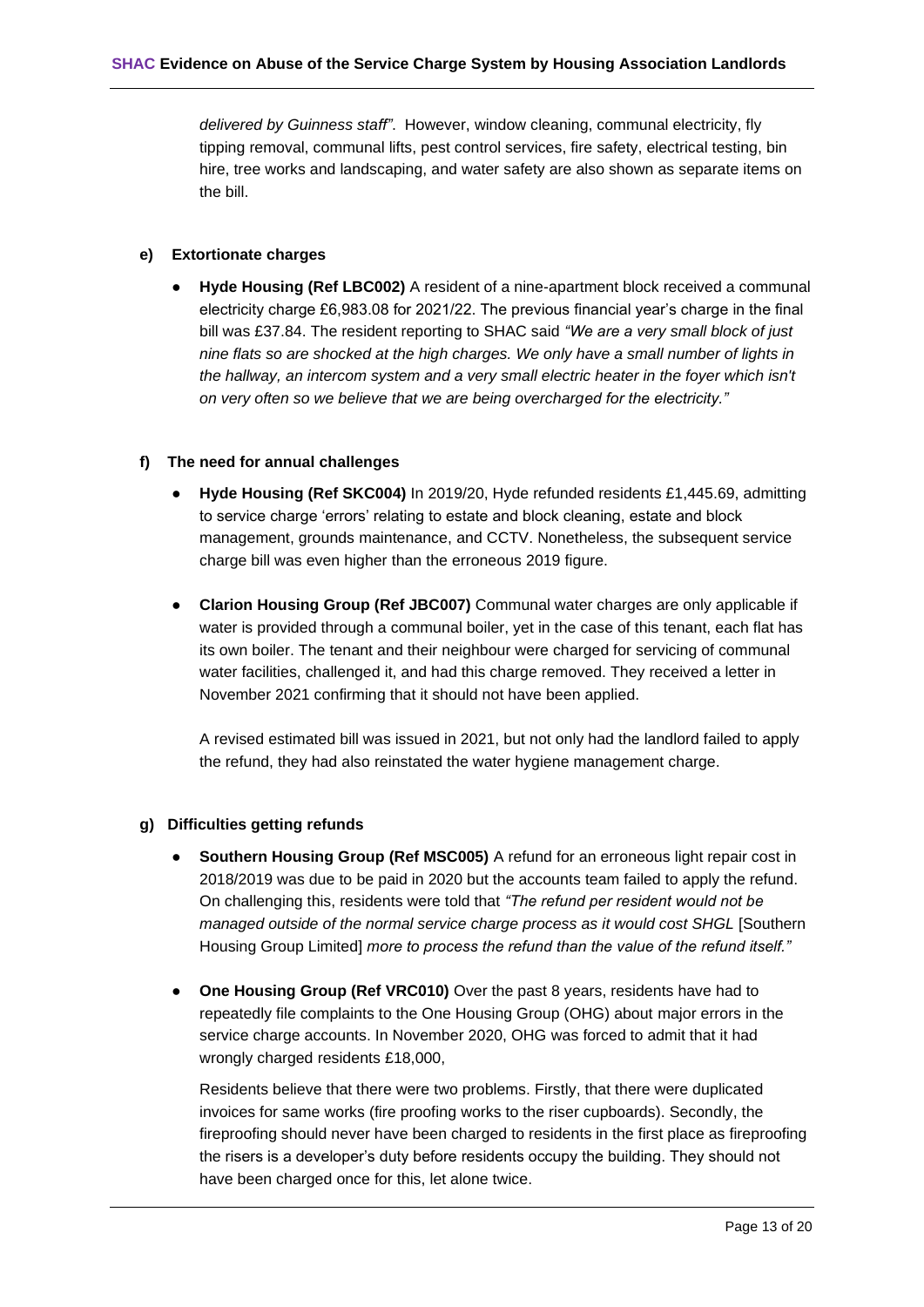*delivered by Guinness staff"*. However, window cleaning, communal electricity, fly tipping removal, communal lifts, pest control services, fire safety, electrical testing, bin hire, tree works and landscaping, and water safety are also shown as separate items on the bill.

#### e) Extortionate charges

- **Hyde Housing (Ref LBC002)** A resident of a nine-apartment block received a communal electricity charge £6,983.08 for 2021/22. The previous financial year's charge in the final bill was £37.84. The resident reporting to SHAC said *"We are a very small block of just nine flats so are shocked at the high charges. We only have a small number of lights in the hallway, an intercom system and a very small electric heater in the foyer which isn't on very often so we believe that we are being overcharged for the electricity."*

#### f) The need for annual challenges

- **Hyde Housing (Ref SKC004)** In 2019/20, Hyde refunded residents £1,445.69, admitting to service charge 'errors' relating to estate and block cleaning, estate and block management, grounds maintenance, and CCTV. Nonetheless, the subsequent service charge bill was even higher than the erroneous 2019 figure.

- **Clarion Housing Group (Ref JBC007)** Communal water charges are only applicable if water is provided through a communal boiler, yet in the case of this tenant, each flat has its own boiler. The tenant and their neighbour were charged for servicing of communal water facilities, challenged it, and had this charge removed. They received a letter in November 2021 confirming that it should not have been applied.

  A revised estimated bill was issued in 2021, but not only had the landlord failed to apply the refund, they had also reinstated the water hygiene management charge.

#### g) Difficulties getting refunds

- **Southern Housing Group (Ref MSC005)** A refund for an erroneous light repair cost in 2018/2019 was due to be paid in 2020 but the accounts team failed to apply the refund. On challenging this, residents were told that *"The refund per resident would not be managed outside of the normal service charge process as it would cost SHGL* [Southern Housing Group Limited] *more to process the refund than the value of the refund itself."*

- **One Housing Group (Ref VRC010)** Over the past 8 years, residents have had to repeatedly file complaints to the One Housing Group (OHG) about major errors in the service charge accounts. In November 2020, OHG was forced to admit that it had wrongly charged residents £18,000,

  Residents believe that there were two problems. Firstly, that there were duplicated invoices for same works (fire proofing works to the riser cupboards). Secondly, the fireproofing should never have been charged to residents in the first place as fireproofing the risers is a developer's duty before residents occupy the building. They should not have been charged once for this, let alone twice.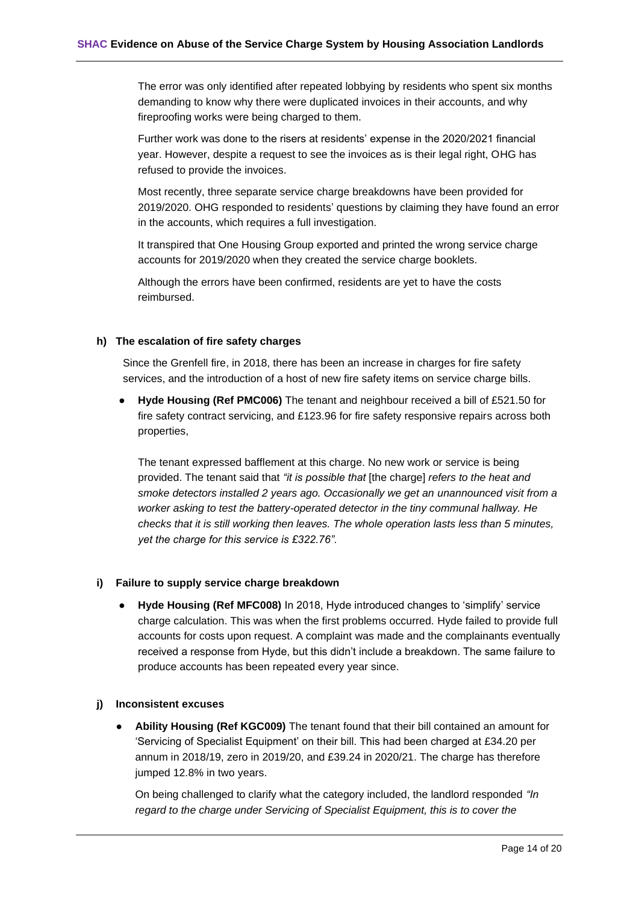The error was only identified after repeated lobbying by residents who spent six months demanding to know why there were duplicated invoices in their accounts, and why fireproofing works were being charged to them.

Further work was done to the risers at residents' expense in the 2020/2021 financial year. However, despite a request to see the invoices as is their legal right, OHG has refused to provide the invoices.

Most recently, three separate service charge breakdowns have been provided for 2019/2020. OHG responded to residents' questions by claiming they have found an error in the accounts, which requires a full investigation.

It transpired that One Housing Group exported and printed the wrong service charge accounts for 2019/2020 when they created the service charge booklets.

Although the errors have been confirmed, residents are yet to have the costs reimbursed.

#### h) The escalation of fire safety charges

Since the Grenfell fire, in 2018, there has been an increase in charges for fire safety services, and the introduction of a host of new fire safety items on service charge bills.

- **Hyde Housing (Ref PMC006)** The tenant and neighbour received a bill of £521.50 for fire safety contract servicing, and £123.96 for fire safety responsive repairs across both properties,

  The tenant expressed bafflement at this charge. No new work or service is being provided. The tenant said that *"it is possible that* [the charge] *refers to the heat and smoke detectors installed 2 years ago. Occasionally we get an unannounced visit from a worker asking to test the battery-operated detector in the tiny communal hallway. He checks that it is still working then leaves. The whole operation lasts less than 5 minutes, yet the charge for this service is £322.76".*

#### i) Failure to supply service charge breakdown

- **Hyde Housing (Ref MFC008)** In 2018, Hyde introduced changes to 'simplify' service charge calculation. This was when the first problems occurred. Hyde failed to provide full accounts for costs upon request. A complaint was made and the complainants eventually received a response from Hyde, but this didn't include a breakdown. The same failure to produce accounts has been repeated every year since.

#### j) Inconsistent excuses

- **Ability Housing (Ref KGC009)** The tenant found that their bill contained an amount for 'Servicing of Specialist Equipment' on their bill. This had been charged at £34.20 per annum in 2018/19, zero in 2019/20, and £39.24 in 2020/21. The charge has therefore jumped 12.8% in two years.

  On being challenged to clarify what the category included, the landlord responded *"In regard to the charge under Servicing of Specialist Equipment, this is to cover the*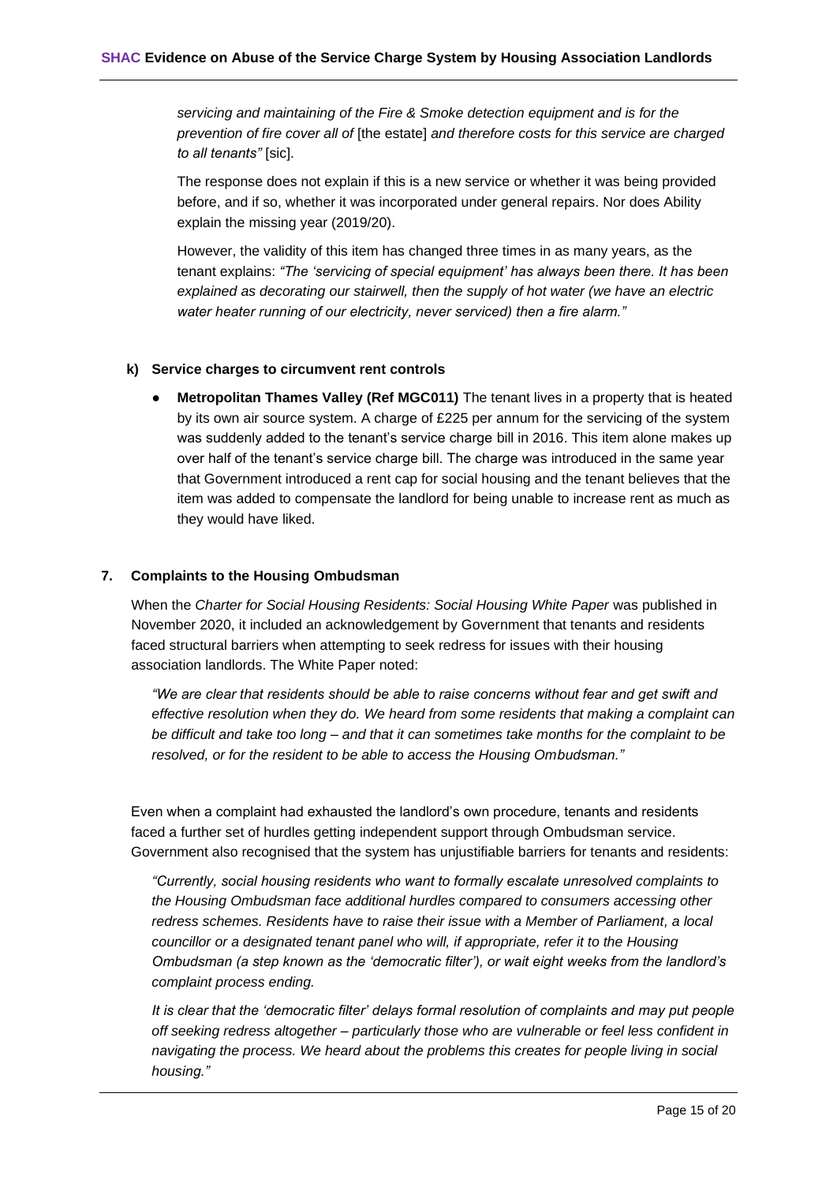*servicing and maintaining of the Fire & Smoke detection equipment and is for the prevention of fire cover all of* [the estate] *and therefore costs for this service are charged to all tenants"* [sic].

The response does not explain if this is a new service or whether it was being provided before, and if so, whether it was incorporated under general repairs. Nor does Ability explain the missing year (2019/20).

However, the validity of this item has changed three times in as many years, as the tenant explains: *"The 'servicing of special equipment' has always been there. It has been explained as decorating our stairwell, then the supply of hot water (we have an electric water heater running of our electricity, never serviced) then a fire alarm."*

#### k) Service charges to circumvent rent controls

- **Metropolitan Thames Valley (Ref MGC011)** The tenant lives in a property that is heated by its own air source system. A charge of £225 per annum for the servicing of the system was suddenly added to the tenant's service charge bill in 2016. This item alone makes up over half of the tenant's service charge bill. The charge was introduced in the same year that Government introduced a rent cap for social housing and the tenant believes that the item was added to compensate the landlord for being unable to increase rent as much as they would have liked.

### 7. Complaints to the Housing Ombudsman

When the *Charter for Social Housing Residents: Social Housing White Paper* was published in November 2020, it included an acknowledgement by Government that tenants and residents faced structural barriers when attempting to seek redress for issues with their housing association landlords. The White Paper noted:

*"We are clear that residents should be able to raise concerns without fear and get swift and effective resolution when they do. We heard from some residents that making a complaint can be difficult and take too long – and that it can sometimes take months for the complaint to be resolved, or for the resident to be able to access the Housing Ombudsman."*

Even when a complaint had exhausted the landlord's own procedure, tenants and residents faced a further set of hurdles getting independent support through Ombudsman service. Government also recognised that the system has unjustifiable barriers for tenants and residents:

*"Currently, social housing residents who want to formally escalate unresolved complaints to the Housing Ombudsman face additional hurdles compared to consumers accessing other redress schemes. Residents have to raise their issue with a Member of Parliament, a local councillor or a designated tenant panel who will, if appropriate, refer it to the Housing Ombudsman (a step known as the 'democratic filter'), or wait eight weeks from the landlord's complaint process ending.*

*It is clear that the 'democratic filter' delays formal resolution of complaints and may put people off seeking redress altogether – particularly those who are vulnerable or feel less confident in navigating the process. We heard about the problems this creates for people living in social housing."*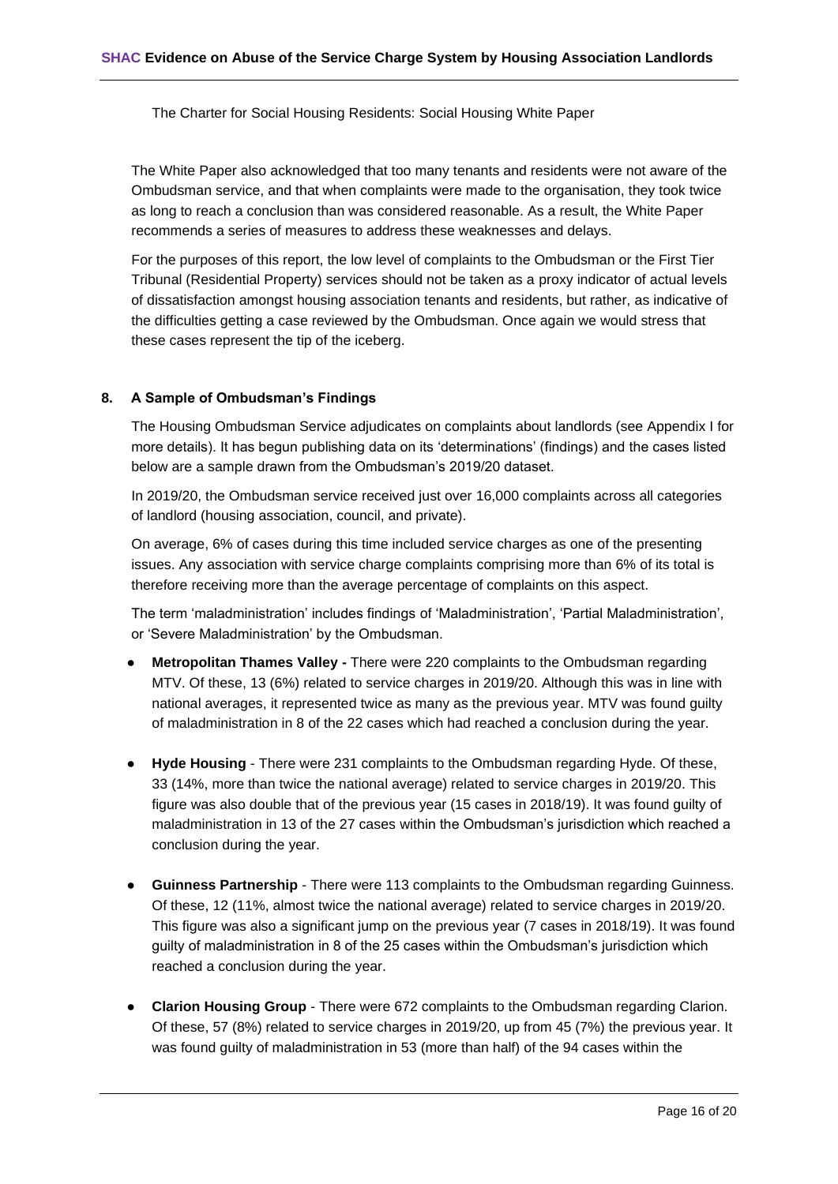The Charter for Social Housing Residents: Social Housing White Paper

The White Paper also acknowledged that too many tenants and residents were not aware of the Ombudsman service, and that when complaints were made to the organisation, they took twice as long to reach a conclusion than was considered reasonable. As a result, the White Paper recommends a series of measures to address these weaknesses and delays.

For the purposes of this report, the low level of complaints to the Ombudsman or the First Tier Tribunal (Residential Property) services should not be taken as a proxy indicator of actual levels of dissatisfaction amongst housing association tenants and residents, but rather, as indicative of the difficulties getting a case reviewed by the Ombudsman. Once again we would stress that these cases represent the tip of the iceberg.

## 8. A Sample of Ombudsman's Findings

The Housing Ombudsman Service adjudicates on complaints about landlords (see Appendix I for more details). It has begun publishing data on its 'determinations' (findings) and the cases listed below are a sample drawn from the Ombudsman's 2019/20 dataset.

In 2019/20, the Ombudsman service received just over 16,000 complaints across all categories of landlord (housing association, council, and private).

On average, 6% of cases during this time included service charges as one of the presenting issues. Any association with service charge complaints comprising more than 6% of its total is therefore receiving more than the average percentage of complaints on this aspect.

The term 'maladministration' includes findings of 'Maladministration', 'Partial Maladministration', or 'Severe Maladministration' by the Ombudsman.

- **Metropolitan Thames Valley -** There were 220 complaints to the Ombudsman regarding MTV. Of these, 13 (6%) related to service charges in 2019/20. Although this was in line with national averages, it represented twice as many as the previous year. MTV was found guilty of maladministration in 8 of the 22 cases which had reached a conclusion during the year.

- **Hyde Housing** - There were 231 complaints to the Ombudsman regarding Hyde. Of these, 33 (14%, more than twice the national average) related to service charges in 2019/20. This figure was also double that of the previous year (15 cases in 2018/19). It was found guilty of maladministration in 13 of the 27 cases within the Ombudsman's jurisdiction which reached a conclusion during the year.

- **Guinness Partnership** - There were 113 complaints to the Ombudsman regarding Guinness. Of these, 12 (11%, almost twice the national average) related to service charges in 2019/20. This figure was also a significant jump on the previous year (7 cases in 2018/19). It was found guilty of maladministration in 8 of the 25 cases within the Ombudsman's jurisdiction which reached a conclusion during the year.

- **Clarion Housing Group** - There were 672 complaints to the Ombudsman regarding Clarion. Of these, 57 (8%) related to service charges in 2019/20, up from 45 (7%) the previous year. It was found guilty of maladministration in 53 (more than half) of the 94 cases within the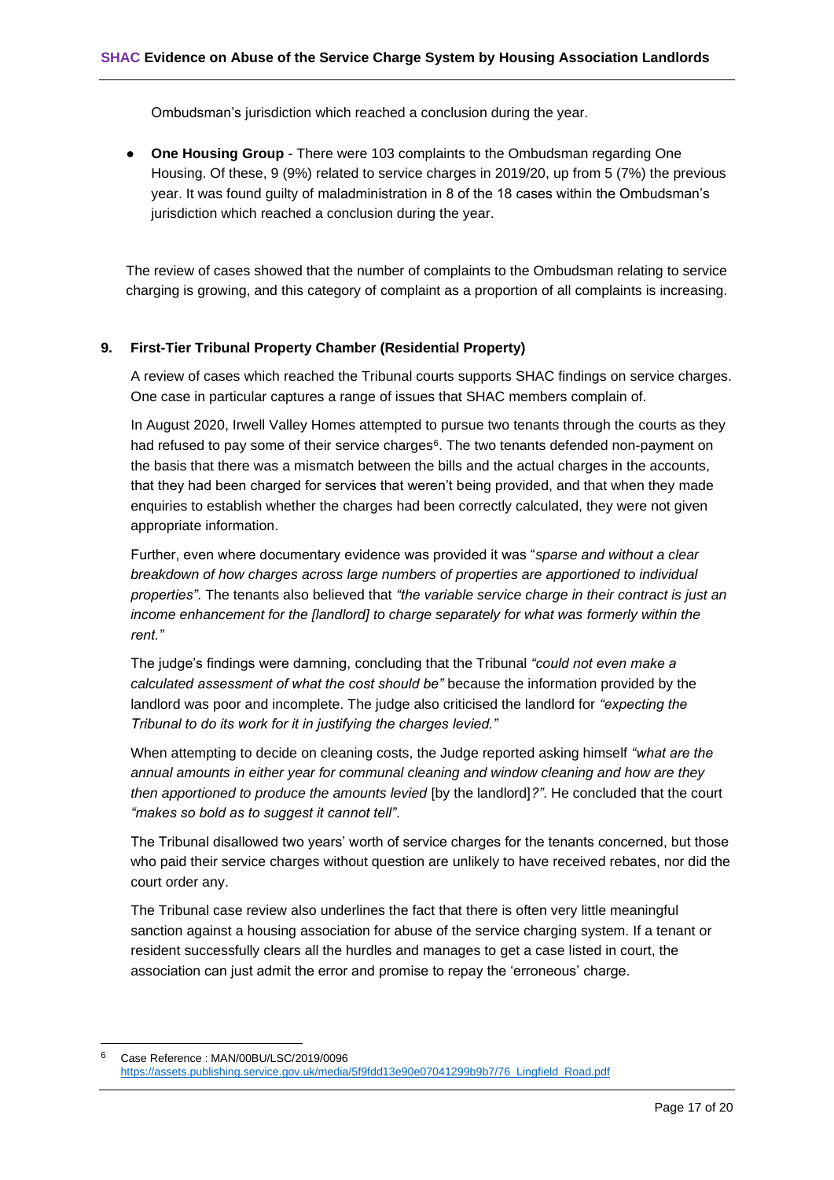Ombudsman's jurisdiction which reached a conclusion during the year.

- **One Housing Group** - There were 103 complaints to the Ombudsman regarding One Housing. Of these, 9 (9%) related to service charges in 2019/20, up from 5 (7%) the previous year. It was found guilty of maladministration in 8 of the 18 cases within the Ombudsman's jurisdiction which reached a conclusion during the year.

The review of cases showed that the number of complaints to the Ombudsman relating to service charging is growing, and this category of complaint as a proportion of all complaints is increasing.

## 9. First-Tier Tribunal Property Chamber (Residential Property)

A review of cases which reached the Tribunal courts supports SHAC findings on service charges. One case in particular captures a range of issues that SHAC members complain of.

In August 2020, Irwell Valley Homes attempted to pursue two tenants through the courts as they had refused to pay some of their service charges[6]. The two tenants defended non-payment on the basis that there was a mismatch between the bills and the actual charges in the accounts, that they had been charged for services that weren't being provided, and that when they made enquiries to establish whether the charges had been correctly calculated, they were not given appropriate information.

Further, even where documentary evidence was provided it was "*sparse and without a clear breakdown of how charges across large numbers of properties are apportioned to individual properties"*. The tenants also believed that *"the variable service charge in their contract is just an income enhancement for the [landlord] to charge separately for what was formerly within the rent."*

The judge's findings were damning, concluding that the Tribunal *"could not even make a calculated assessment of what the cost should be"* because the information provided by the landlord was poor and incomplete. The judge also criticised the landlord for *"expecting the Tribunal to do its work for it in justifying the charges levied."*

When attempting to decide on cleaning costs, the Judge reported asking himself *"what are the annual amounts in either year for communal cleaning and window cleaning and how are they then apportioned to produce the amounts levied* [by the landlord]*?"*. He concluded that the court *"makes so bold as to suggest it cannot tell"*.

The Tribunal disallowed two years' worth of service charges for the tenants concerned, but those who paid their service charges without question are unlikely to have received rebates, nor did the court order any.

The Tribunal case review also underlines the fact that there is often very little meaningful sanction against a housing association for abuse of the service charging system. If a tenant or resident successfully clears all the hurdles and manages to get a case listed in court, the association can just admit the error and promise to repay the 'erroneous' charge.

---

[6] Case Reference : MAN/00BU/LSC/2019/0096 https://assets.publishing.service.gov.uk/media/5f9fdd13e90e07041299b9b7/76_Lingfield_Road.pdf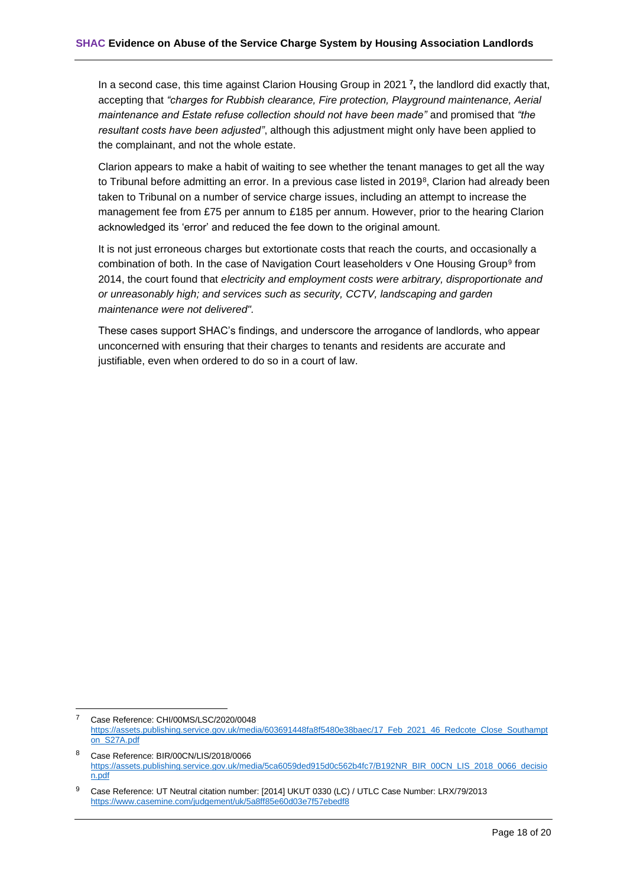In a second case, this time against Clarion Housing Group in 2021 [7], the landlord did exactly that, accepting that *"charges for Rubbish clearance, Fire protection, Playground maintenance, Aerial maintenance and Estate refuse collection should not have been made"* and promised that *"the resultant costs have been adjusted"*, although this adjustment might only have been applied to the complainant, and not the whole estate.

Clarion appears to make a habit of waiting to see whether the tenant manages to get all the way to Tribunal before admitting an error. In a previous case listed in 2019[8], Clarion had already been taken to Tribunal on a number of service charge issues, including an attempt to increase the management fee from £75 per annum to £185 per annum. However, prior to the hearing Clarion acknowledged its 'error' and reduced the fee down to the original amount.

It is not just erroneous charges but extortionate costs that reach the courts, and occasionally a combination of both. In the case of Navigation Court leaseholders v One Housing Group[9] from 2014, the court found that *electricity and employment costs were arbitrary, disproportionate and or unreasonably high; and services such as security, CCTV, landscaping and garden maintenance were not delivered".*

These cases support SHAC's findings, and underscore the arrogance of landlords, who appear unconcerned with ensuring that their charges to tenants and residents are accurate and justifiable, even when ordered to do so in a court of law.

---

[7] Case Reference: CHI/00MS/LSC/2020/0048 https://assets.publishing.service.gov.uk/media/603691448fa8f5480e38baec/17_Feb_2021_46_Redcote_Close_Southampton_S27A.pdf

[8] Case Reference: BIR/00CN/LIS/2018/0066 https://assets.publishing.service.gov.uk/media/5ca6059ded915d0c562b4fc7/B192NR_BIR_00CN_LIS_2018_0066_decision.pdf

[9] Case Reference: UT Neutral citation number: [2014] UKUT 0330 (LC) / UTLC Case Number: LRX/79/2013 https://www.casemine.com/judgement/uk/5a8ff85e60d03e7f57ebedf8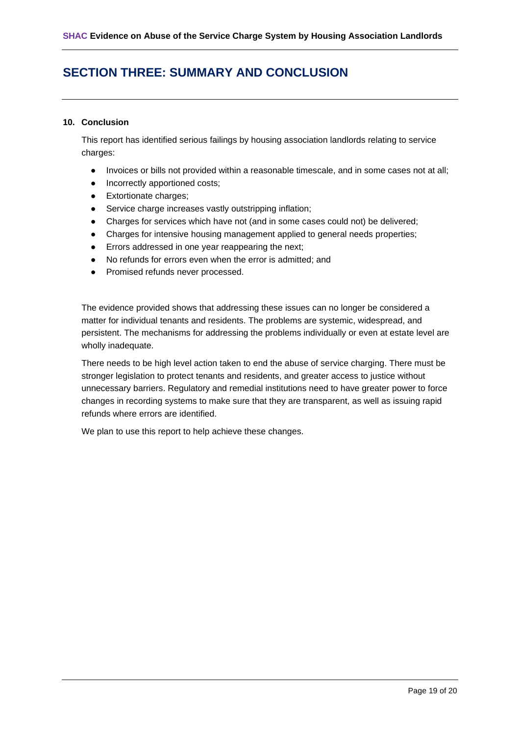# SECTION THREE: SUMMARY AND CONCLUSION

## 10. Conclusion

This report has identified serious failings by housing association landlords relating to service charges:

- Invoices or bills not provided within a reasonable timescale, and in some cases not at all;
- Incorrectly apportioned costs;
- Extortionate charges;
- Service charge increases vastly outstripping inflation;
- Charges for services which have not (and in some cases could not) be delivered;
- Charges for intensive housing management applied to general needs properties;
- Errors addressed in one year reappearing the next;
- No refunds for errors even when the error is admitted; and
- Promised refunds never processed.

The evidence provided shows that addressing these issues can no longer be considered a matter for individual tenants and residents. The problems are systemic, widespread, and persistent. The mechanisms for addressing the problems individually or even at estate level are wholly inadequate.

There needs to be high level action taken to end the abuse of service charging. There must be stronger legislation to protect tenants and residents, and greater access to justice without unnecessary barriers. Regulatory and remedial institutions need to have greater power to force changes in recording systems to make sure that they are transparent, as well as issuing rapid refunds where errors are identified.

We plan to use this report to help achieve these changes.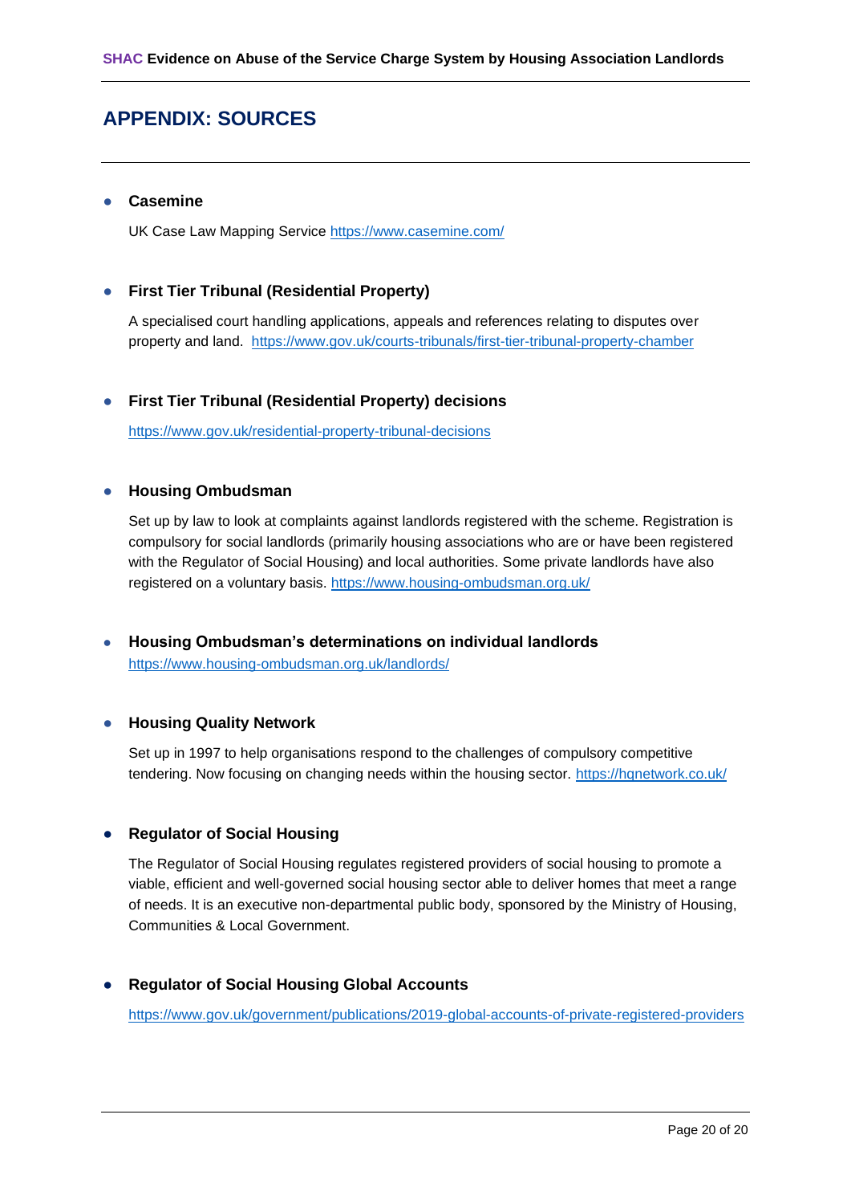## APPENDIX: SOURCES

- **Casemine**

  UK Case Law Mapping Service https://www.casemine.com/

- **First Tier Tribunal (Residential Property)**

  A specialised court handling applications, appeals and references relating to disputes over property and land. https://www.gov.uk/courts-tribunals/first-tier-tribunal-property-chamber

- **First Tier Tribunal (Residential Property) decisions**

  https://www.gov.uk/residential-property-tribunal-decisions

- **Housing Ombudsman**

  Set up by law to look at complaints against landlords registered with the scheme. Registration is compulsory for social landlords (primarily housing associations who are or have been registered with the Regulator of Social Housing) and local authorities. Some private landlords have also registered on a voluntary basis. https://www.housing-ombudsman.org.uk/

- **Housing Ombudsman's determinations on individual landlords**

  https://www.housing-ombudsman.org.uk/landlords/

- **Housing Quality Network**

  Set up in 1997 to help organisations respond to the challenges of compulsory competitive tendering. Now focusing on changing needs within the housing sector. https://hqnetwork.co.uk/

- **Regulator of Social Housing**

  The Regulator of Social Housing regulates registered providers of social housing to promote a viable, efficient and well-governed social housing sector able to deliver homes that meet a range of needs. It is an executive non-departmental public body, sponsored by the Ministry of Housing, Communities & Local Government.

- **Regulator of Social Housing Global Accounts**

  https://www.gov.uk/government/publications/2019-global-accounts-of-private-registered-providers